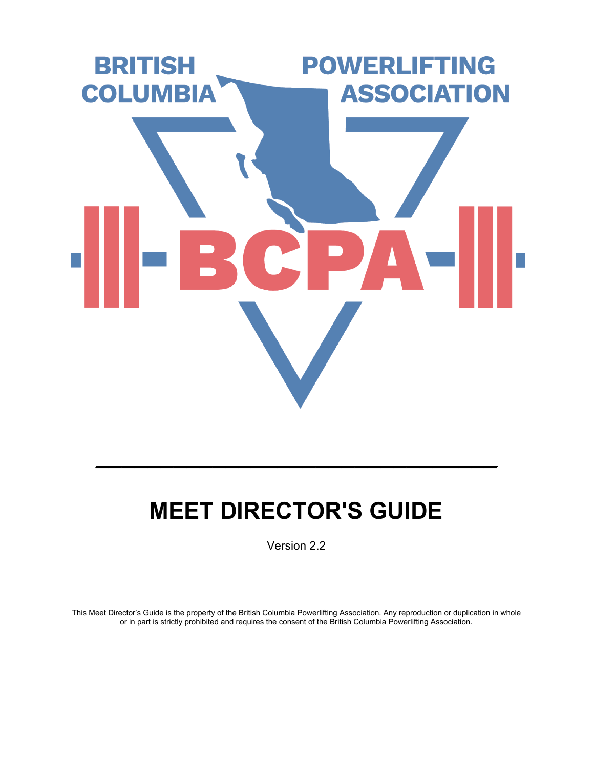BRITISH COLUMBIA POWERLIFTING ASSOCIATION

BCPA

# MEET DIRECTOR'S GUIDE

Version 2.2

This Meet Director's Guide is the property of the British Columbia Powerlifting Association. Any reproduction or duplication in whole or in part is strictly prohibited and requires the consent of the British Columbia Powerlifting Association.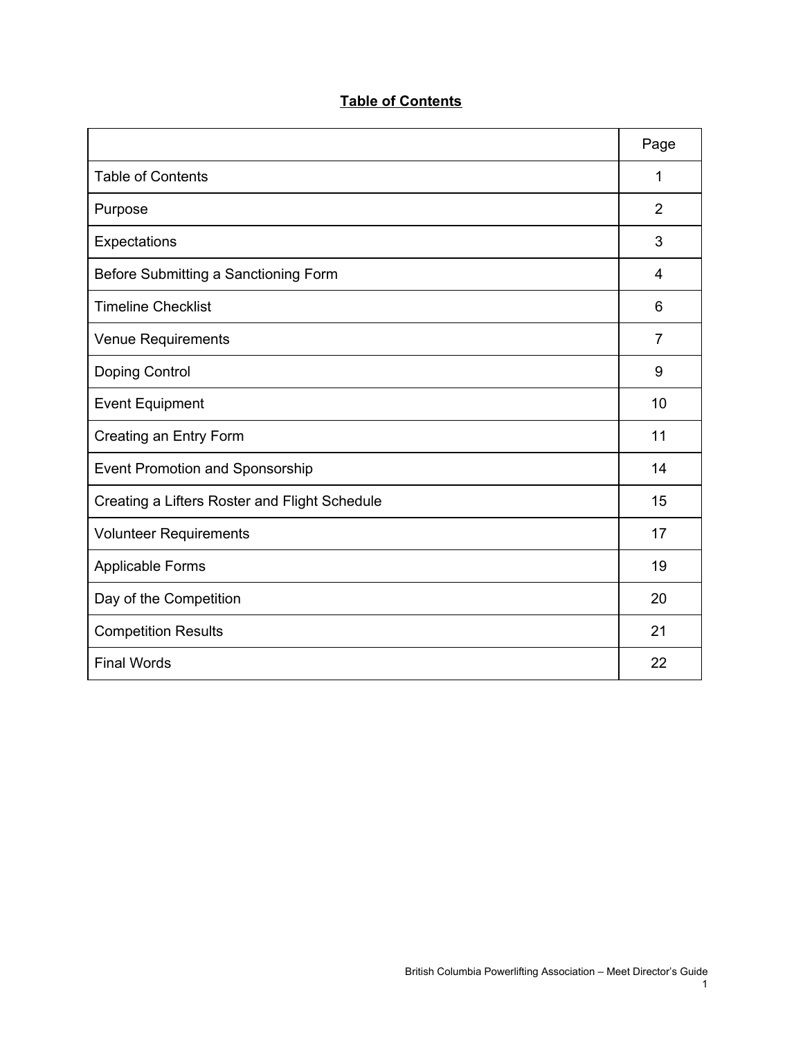# Table of Contents

| | Page |
|---|---|
| Table of Contents | 1 |
| Purpose | 2 |
| Expectations | 3 |
| Before Submitting a Sanctioning Form | 4 |
| Timeline Checklist | 6 |
| Venue Requirements | 7 |
| Doping Control | 9 |
| Event Equipment | 10 |
| Creating an Entry Form | 11 |
| Event Promotion and Sponsorship | 14 |
| Creating a Lifters Roster and Flight Schedule | 15 |
| Volunteer Requirements | 17 |
| Applicable Forms | 19 |
| Day of the Competition | 20 |
| Competition Results | 21 |
| Final Words | 22 |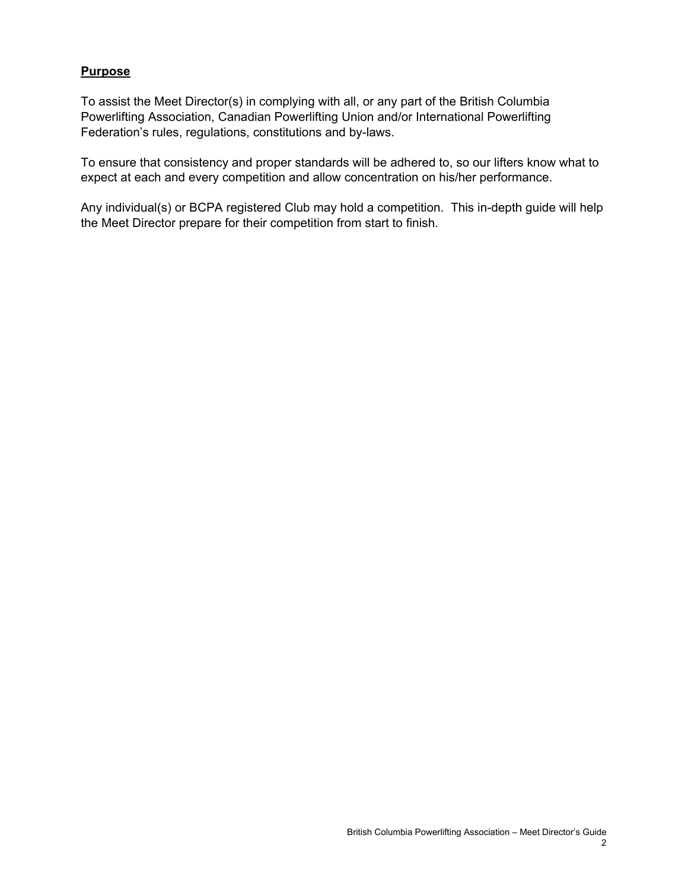## Purpose

To assist the Meet Director(s) in complying with all, or any part of the British Columbia Powerlifting Association, Canadian Powerlifting Union and/or International Powerlifting Federation's rules, regulations, constitutions and by-laws.

To ensure that consistency and proper standards will be adhered to, so our lifters know what to expect at each and every competition and allow concentration on his/her performance.

Any individual(s) or BCPA registered Club may hold a competition. This in-depth guide will help the Meet Director prepare for their competition from start to finish.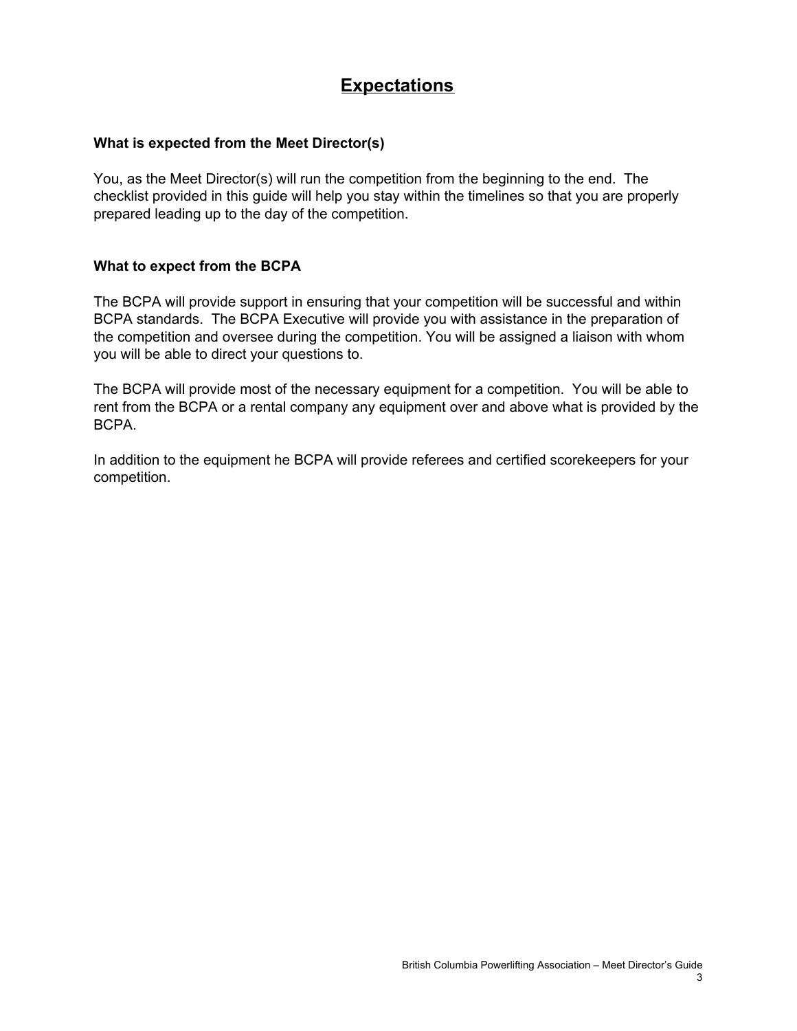# Expectations

**What is expected from the Meet Director(s)**

You, as the Meet Director(s) will run the competition from the beginning to the end. The checklist provided in this guide will help you stay within the timelines so that you are properly prepared leading up to the day of the competition.

**What to expect from the BCPA**

The BCPA will provide support in ensuring that your competition will be successful and within BCPA standards. The BCPA Executive will provide you with assistance in the preparation of the competition and oversee during the competition. You will be assigned a liaison with whom you will be able to direct your questions to.

The BCPA will provide most of the necessary equipment for a competition. You will be able to rent from the BCPA or a rental company any equipment over and above what is provided by the BCPA.

In addition to the equipment he BCPA will provide referees and certified scorekeepers for your competition.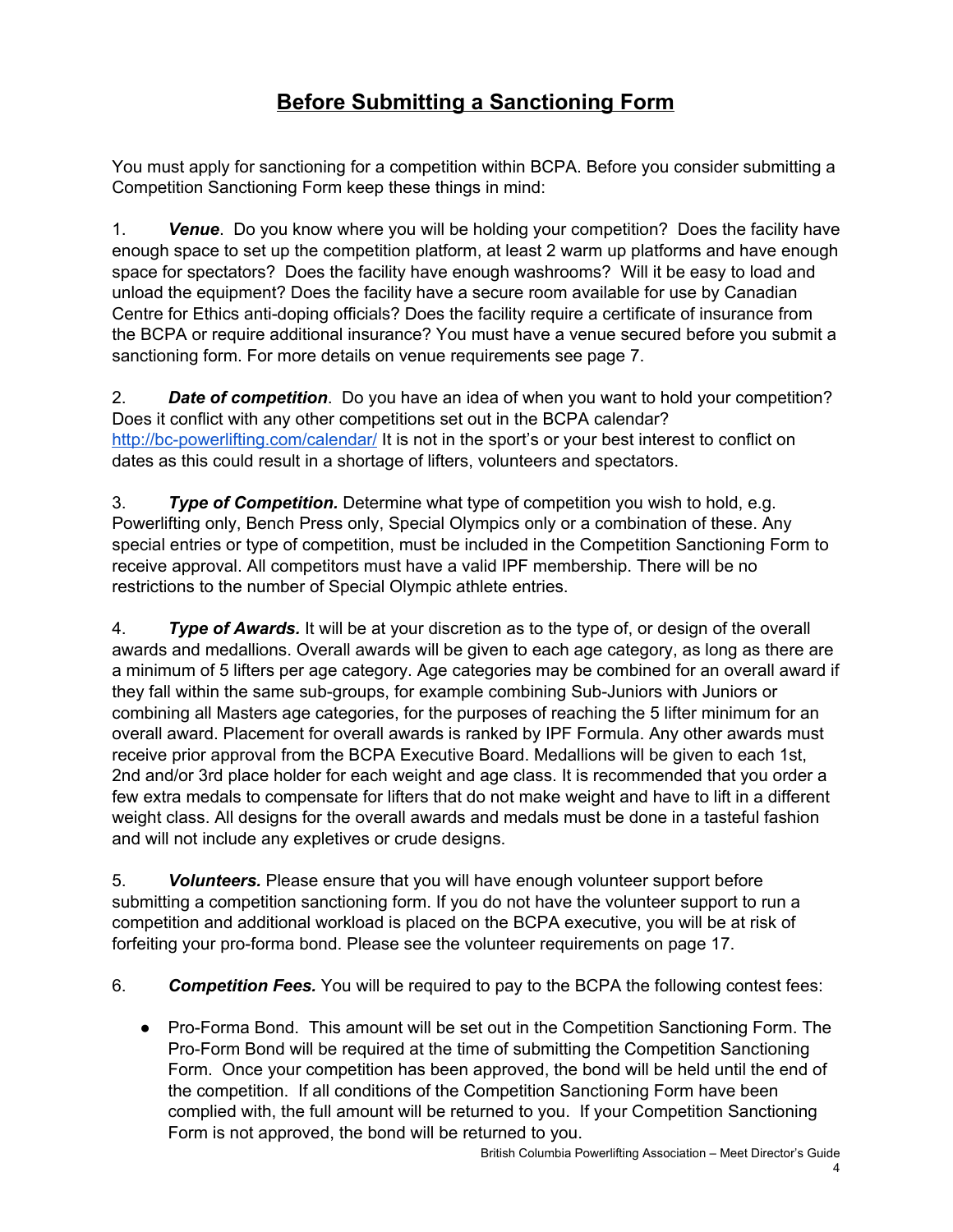# Before Submitting a Sanctioning Form

You must apply for sanctioning for a competition within BCPA. Before you consider submitting a Competition Sanctioning Form keep these things in mind:

1. ***Venue***. Do you know where you will be holding your competition? Does the facility have enough space to set up the competition platform, at least 2 warm up platforms and have enough space for spectators? Does the facility have enough washrooms? Will it be easy to load and unload the equipment? Does the facility have a secure room available for use by Canadian Centre for Ethics anti-doping officials? Does the facility require a certificate of insurance from the BCPA or require additional insurance? You must have a venue secured before you submit a sanctioning form. For more details on venue requirements see page 7.

2. ***Date of competition***. Do you have an idea of when you want to hold your competition? Does it conflict with any other competitions set out in the BCPA calendar? http://bc-powerlifting.com/calendar/ It is not in the sport's or your best interest to conflict on dates as this could result in a shortage of lifters, volunteers and spectators.

3. ***Type of Competition.*** Determine what type of competition you wish to hold, e.g. Powerlifting only, Bench Press only, Special Olympics only or a combination of these. Any special entries or type of competition, must be included in the Competition Sanctioning Form to receive approval. All competitors must have a valid IPF membership. There will be no restrictions to the number of Special Olympic athlete entries.

4. ***Type of Awards.*** It will be at your discretion as to the type of, or design of the overall awards and medallions. Overall awards will be given to each age category, as long as there are a minimum of 5 lifters per age category. Age categories may be combined for an overall award if they fall within the same sub-groups, for example combining Sub-Juniors with Juniors or combining all Masters age categories, for the purposes of reaching the 5 lifter minimum for an overall award. Placement for overall awards is ranked by IPF Formula. Any other awards must receive prior approval from the BCPA Executive Board. Medallions will be given to each 1st, 2nd and/or 3rd place holder for each weight and age class. It is recommended that you order a few extra medals to compensate for lifters that do not make weight and have to lift in a different weight class. All designs for the overall awards and medals must be done in a tasteful fashion and will not include any expletives or crude designs.

5. ***Volunteers.*** Please ensure that you will have enough volunteer support before submitting a competition sanctioning form. If you do not have the volunteer support to run a competition and additional workload is placed on the BCPA executive, you will be at risk of forfeiting your pro-forma bond. Please see the volunteer requirements on page 17.

6. ***Competition Fees.*** You will be required to pay to the BCPA the following contest fees:

- Pro-Forma Bond. This amount will be set out in the Competition Sanctioning Form. The Pro-Form Bond will be required at the time of submitting the Competition Sanctioning Form. Once your competition has been approved, the bond will be held until the end of the competition. If all conditions of the Competition Sanctioning Form have been complied with, the full amount will be returned to you. If your Competition Sanctioning Form is not approved, the bond will be returned to you.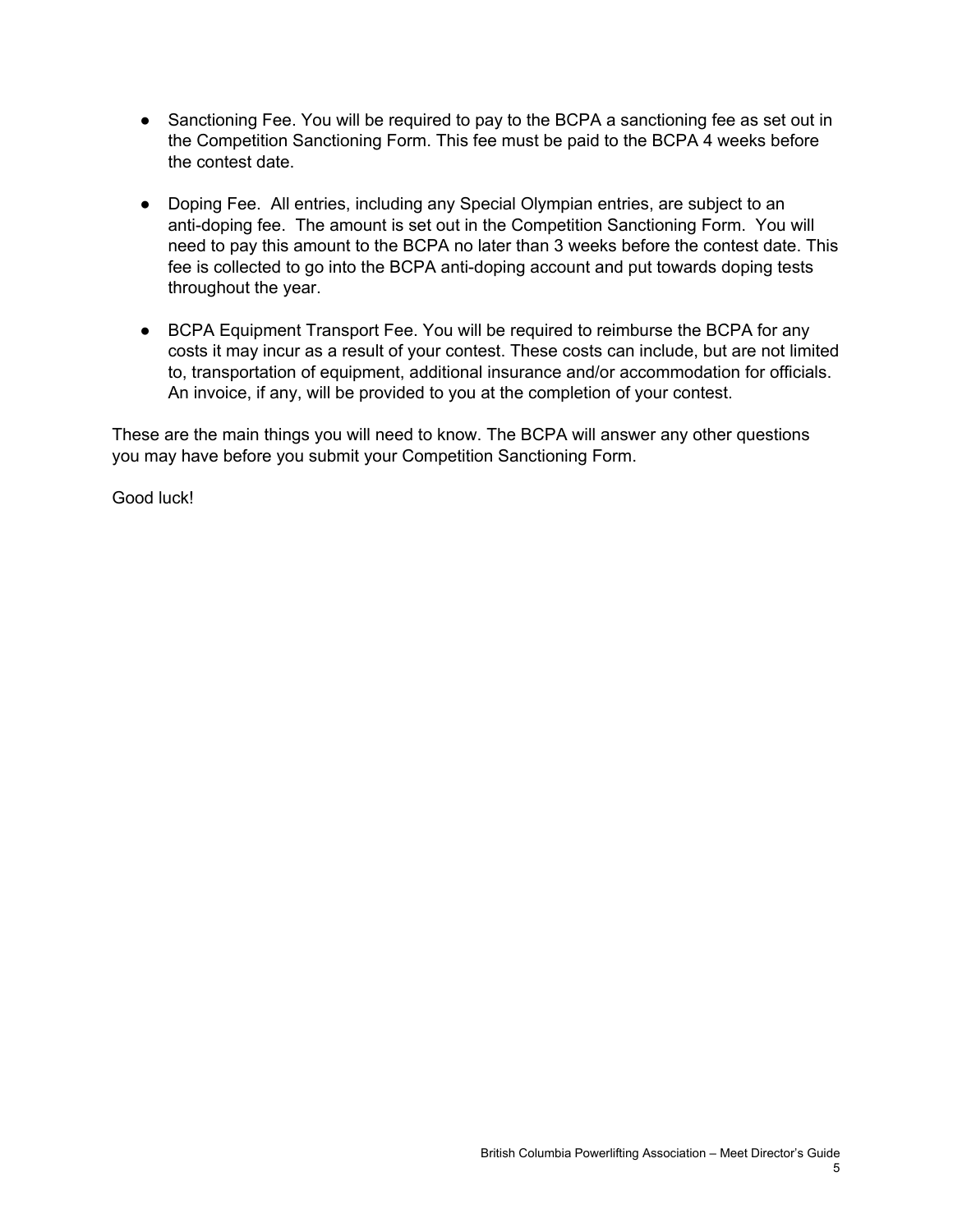- Sanctioning Fee. You will be required to pay to the BCPA a sanctioning fee as set out in the Competition Sanctioning Form. This fee must be paid to the BCPA 4 weeks before the contest date.

- Doping Fee. All entries, including any Special Olympian entries, are subject to an anti-doping fee. The amount is set out in the Competition Sanctioning Form. You will need to pay this amount to the BCPA no later than 3 weeks before the contest date. This fee is collected to go into the BCPA anti-doping account and put towards doping tests throughout the year.

- BCPA Equipment Transport Fee. You will be required to reimburse the BCPA for any costs it may incur as a result of your contest. These costs can include, but are not limited to, transportation of equipment, additional insurance and/or accommodation for officials. An invoice, if any, will be provided to you at the completion of your contest.

These are the main things you will need to know. The BCPA will answer any other questions you may have before you submit your Competition Sanctioning Form.

Good luck!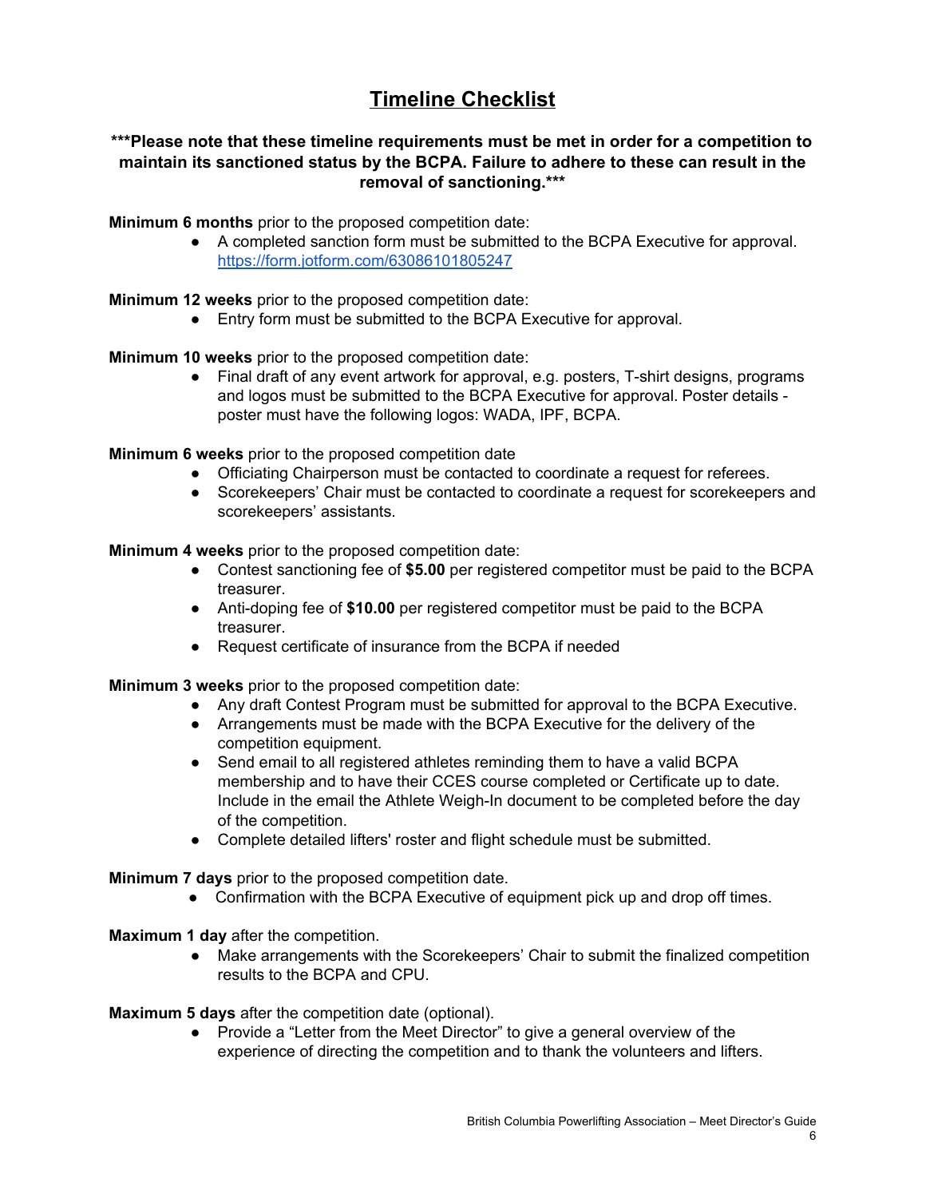# Timeline Checklist

**\*\*\*Please note that these timeline requirements must be met in order for a competition to maintain its sanctioned status by the BCPA. Failure to adhere to these can result in the removal of sanctioning.\*\*\***

**Minimum 6 months** prior to the proposed competition date:

- A completed sanction form must be submitted to the BCPA Executive for approval. https://form.jotform.com/63086101805247

**Minimum 12 weeks** prior to the proposed competition date:

- Entry form must be submitted to the BCPA Executive for approval.

**Minimum 10 weeks** prior to the proposed competition date:

- Final draft of any event artwork for approval, e.g. posters, T-shirt designs, programs and logos must be submitted to the BCPA Executive for approval. Poster details - poster must have the following logos: WADA, IPF, BCPA.

**Minimum 6 weeks** prior to the proposed competition date

- Officiating Chairperson must be contacted to coordinate a request for referees.
- Scorekeepers' Chair must be contacted to coordinate a request for scorekeepers and scorekeepers' assistants.

**Minimum 4 weeks** prior to the proposed competition date:

- Contest sanctioning fee of **$5.00** per registered competitor must be paid to the BCPA treasurer.
- Anti-doping fee of **$10.00** per registered competitor must be paid to the BCPA treasurer.
- Request certificate of insurance from the BCPA if needed

**Minimum 3 weeks** prior to the proposed competition date:

- Any draft Contest Program must be submitted for approval to the BCPA Executive.
- Arrangements must be made with the BCPA Executive for the delivery of the competition equipment.
- Send email to all registered athletes reminding them to have a valid BCPA membership and to have their CCES course completed or Certificate up to date. Include in the email the Athlete Weigh-In document to be completed before the day of the competition.
- Complete detailed lifters' roster and flight schedule must be submitted.

**Minimum 7 days** prior to the proposed competition date.

- Confirmation with the BCPA Executive of equipment pick up and drop off times.

**Maximum 1 day** after the competition.

- Make arrangements with the Scorekeepers' Chair to submit the finalized competition results to the BCPA and CPU.

**Maximum 5 days** after the competition date (optional).

- Provide a "Letter from the Meet Director" to give a general overview of the experience of directing the competition and to thank the volunteers and lifters.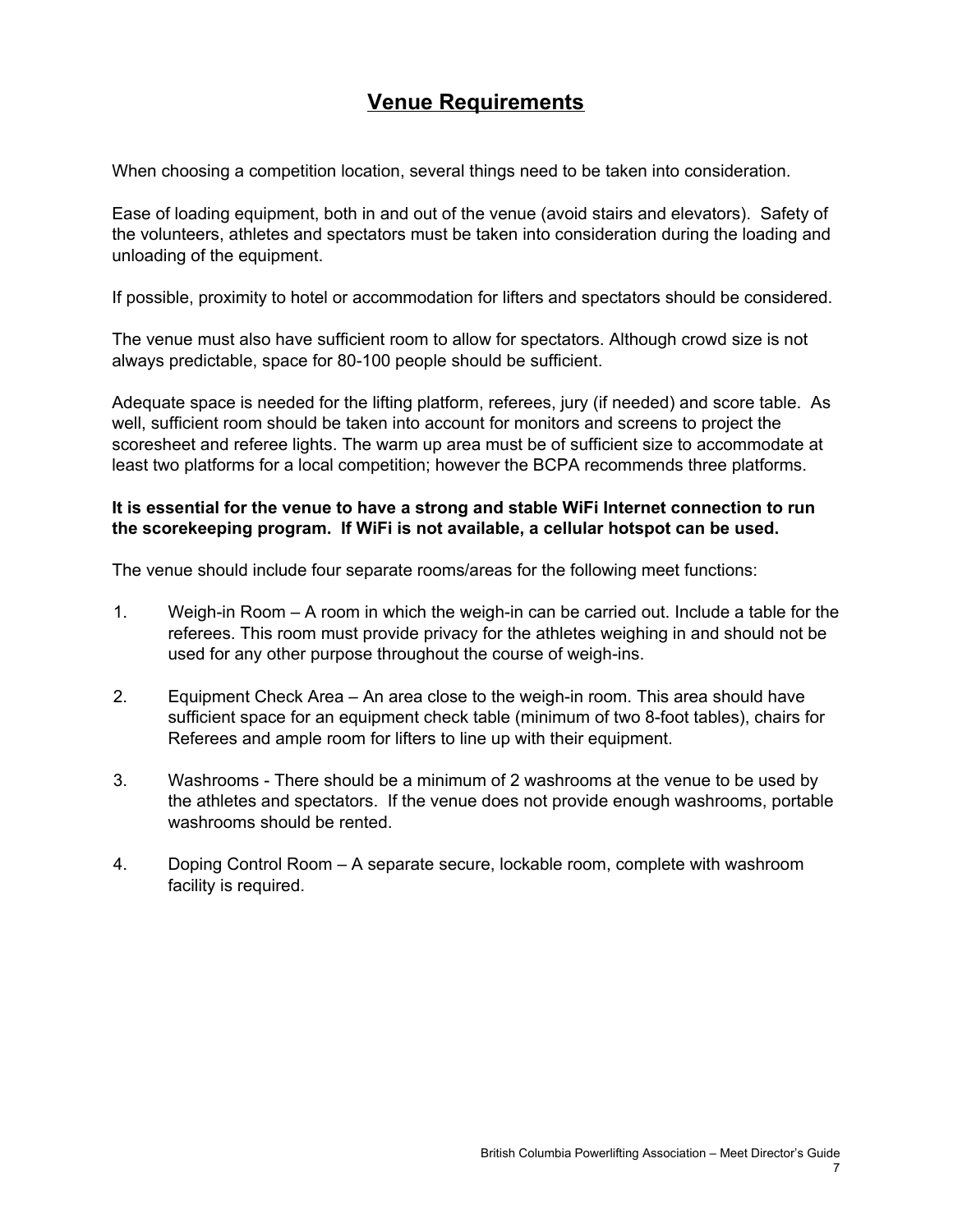# **Venue Requirements**

When choosing a competition location, several things need to be taken into consideration.

Ease of loading equipment, both in and out of the venue (avoid stairs and elevators). Safety of the volunteers, athletes and spectators must be taken into consideration during the loading and unloading of the equipment.

If possible, proximity to hotel or accommodation for lifters and spectators should be considered.

The venue must also have sufficient room to allow for spectators. Although crowd size is not always predictable, space for 80-100 people should be sufficient.

Adequate space is needed for the lifting platform, referees, jury (if needed) and score table. As well, sufficient room should be taken into account for monitors and screens to project the scoresheet and referee lights. The warm up area must be of sufficient size to accommodate at least two platforms for a local competition; however the BCPA recommends three platforms.

**It is essential for the venue to have a strong and stable WiFi Internet connection to run the scorekeeping program. If WiFi is not available, a cellular hotspot can be used.**

The venue should include four separate rooms/areas for the following meet functions:

1. Weigh-in Room – A room in which the weigh-in can be carried out. Include a table for the referees. This room must provide privacy for the athletes weighing in and should not be used for any other purpose throughout the course of weigh-ins.
2. Equipment Check Area – An area close to the weigh-in room. This area should have sufficient space for an equipment check table (minimum of two 8-foot tables), chairs for Referees and ample room for lifters to line up with their equipment.
3. Washrooms - There should be a minimum of 2 washrooms at the venue to be used by the athletes and spectators. If the venue does not provide enough washrooms, portable washrooms should be rented.
4. Doping Control Room – A separate secure, lockable room, complete with washroom facility is required.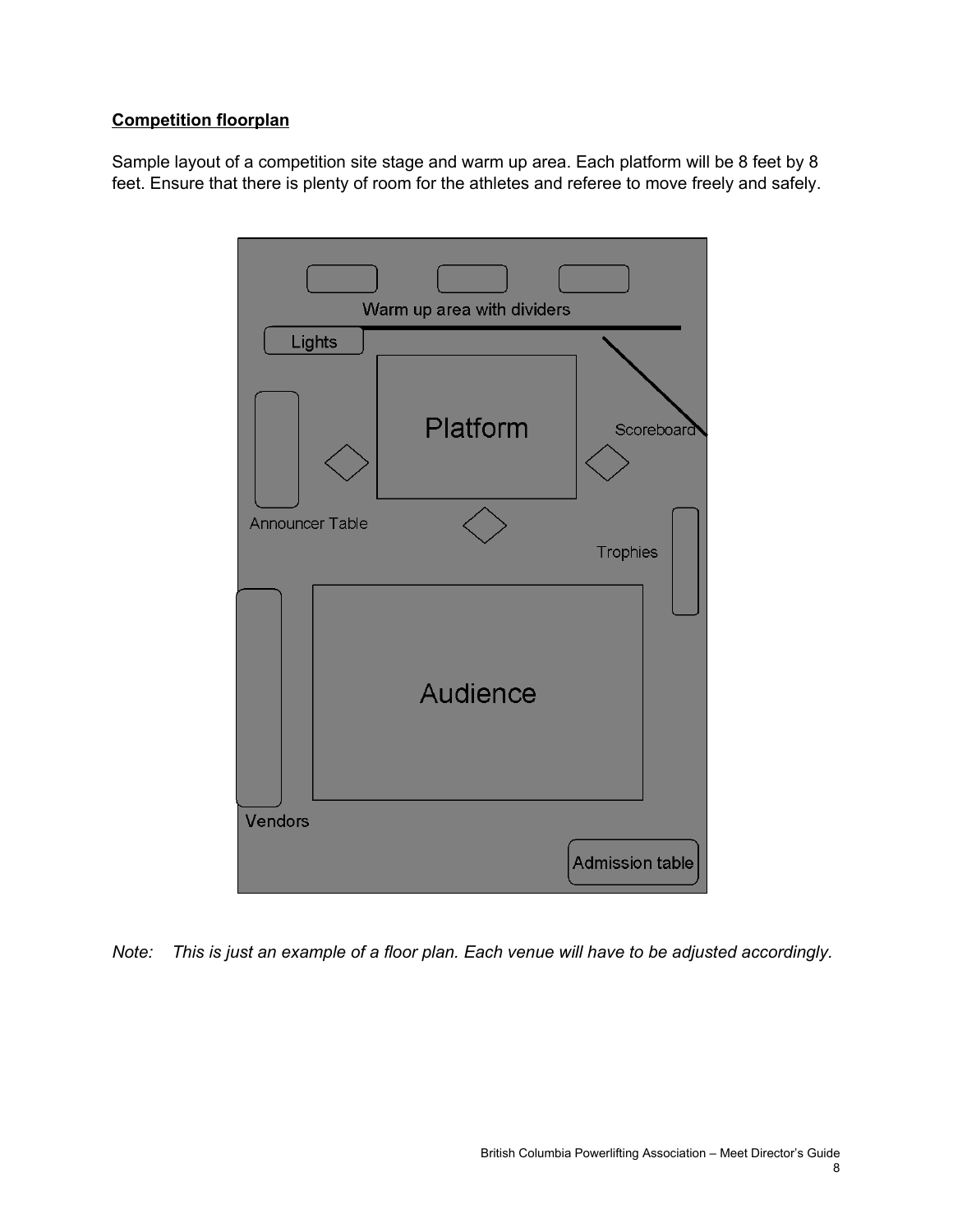**Competition floorplan**

Sample layout of a competition site stage and warm up area. Each platform will be 8 feet by 8 feet. Ensure that there is plenty of room for the athletes and referee to move freely and safely.

Warm up area with dividers

Lights

Platform

Scoreboard

Announcer Table

Trophies

Audience

Vendors

Admission table

*Note: This is just an example of a floor plan. Each venue will have to be adjusted accordingly.*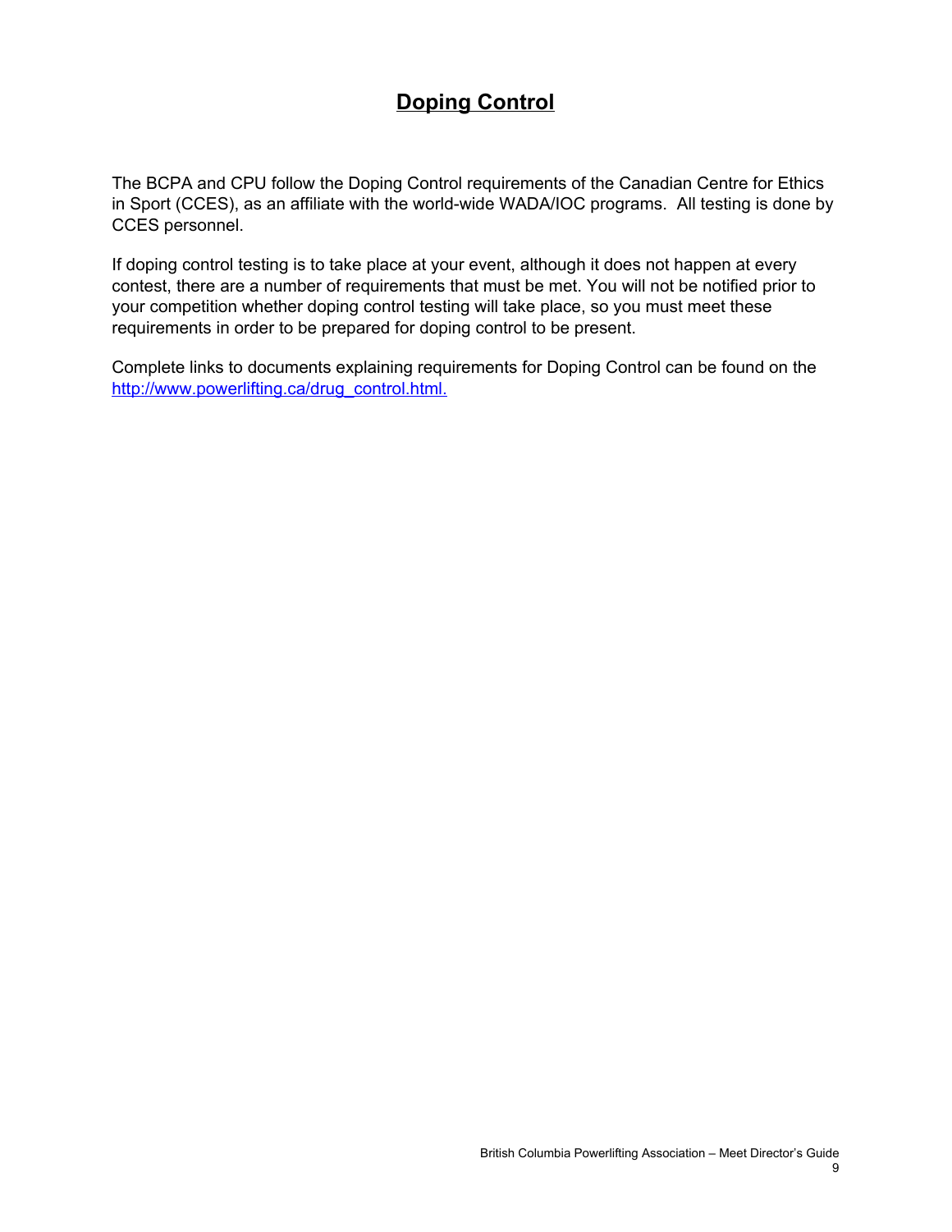# Doping Control

The BCPA and CPU follow the Doping Control requirements of the Canadian Centre for Ethics in Sport (CCES), as an affiliate with the world-wide WADA/IOC programs. All testing is done by CCES personnel.

If doping control testing is to take place at your event, although it does not happen at every contest, there are a number of requirements that must be met. You will not be notified prior to your competition whether doping control testing will take place, so you must meet these requirements in order to be prepared for doping control to be present.

Complete links to documents explaining requirements for Doping Control can be found on the [http://www.powerlifting.ca/drug_control.html.](http://www.powerlifting.ca/drug_control.html)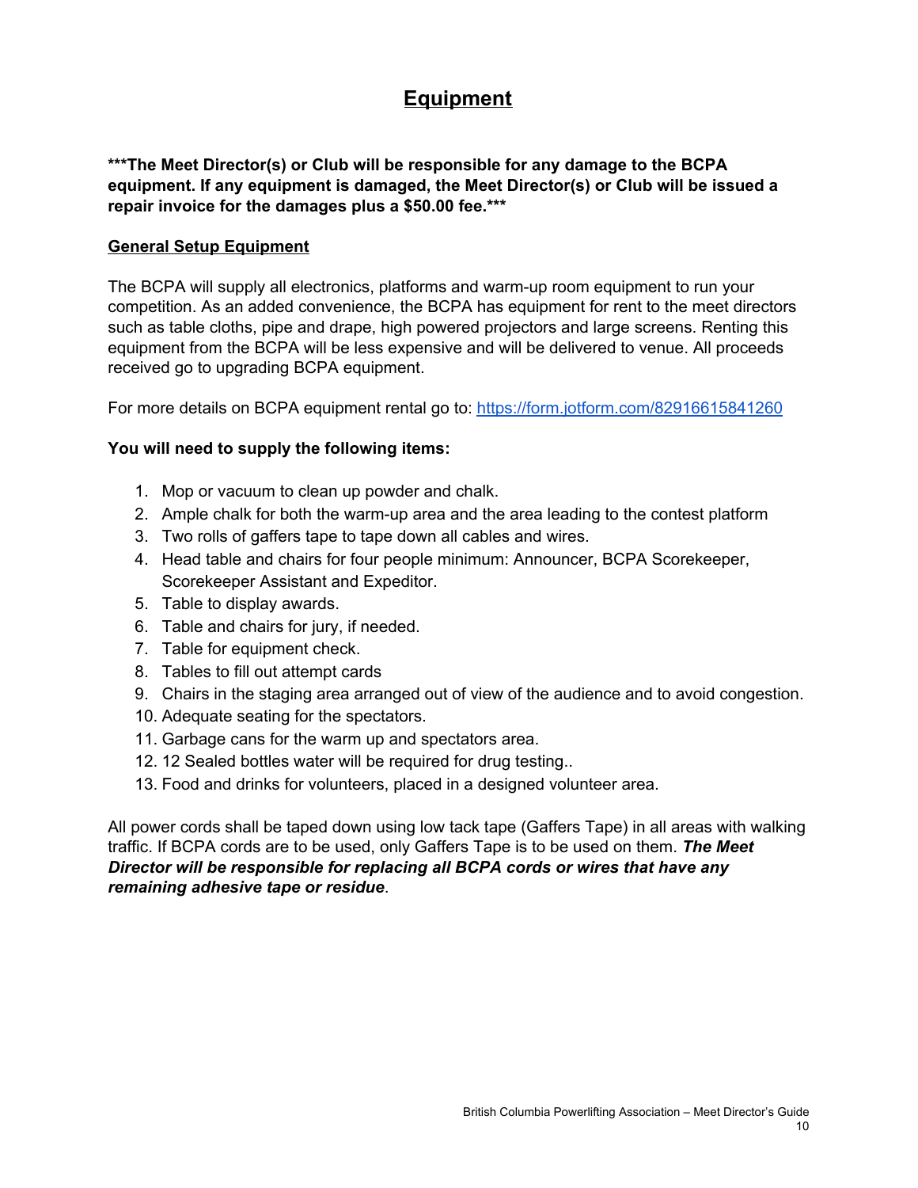# Equipment

**\*\*\*The Meet Director(s) or Club will be responsible for any damage to the BCPA equipment. If any equipment is damaged, the Meet Director(s) or Club will be issued a repair invoice for the damages plus a $50.00 fee.\*\*\***

## General Setup Equipment

The BCPA will supply all electronics, platforms and warm-up room equipment to run your competition. As an added convenience, the BCPA has equipment for rent to the meet directors such as table cloths, pipe and drape, high powered projectors and large screens. Renting this equipment from the BCPA will be less expensive and will be delivered to venue. All proceeds received go to upgrading BCPA equipment.

For more details on BCPA equipment rental go to: [https://form.jotform.com/82916615841260](https://form.jotform.com/82916615841260)

**You will need to supply the following items:**

1. Mop or vacuum to clean up powder and chalk.
2. Ample chalk for both the warm-up area and the area leading to the contest platform
3. Two rolls of gaffers tape to tape down all cables and wires.
4. Head table and chairs for four people minimum: Announcer, BCPA Scorekeeper, Scorekeeper Assistant and Expeditor.
5. Table to display awards.
6. Table and chairs for jury, if needed.
7. Table for equipment check.
8. Tables to fill out attempt cards
9. Chairs in the staging area arranged out of view of the audience and to avoid congestion.
10. Adequate seating for the spectators.
11. Garbage cans for the warm up and spectators area.
12. 12 Sealed bottles water will be required for drug testing..
13. Food and drinks for volunteers, placed in a designed volunteer area.

All power cords shall be taped down using low tack tape (Gaffers Tape) in all areas with walking traffic. If BCPA cords are to be used, only Gaffers Tape is to be used on them. ***The Meet Director will be responsible for replacing all BCPA cords or wires that have any remaining adhesive tape or residue***.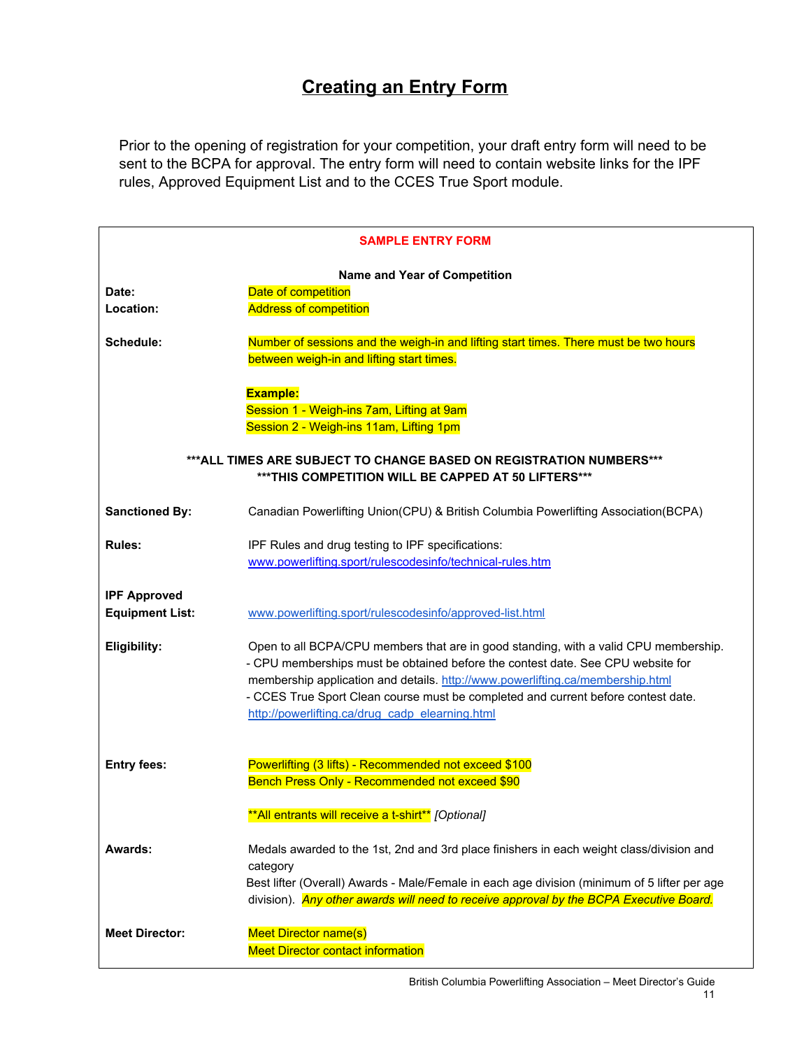# Creating an Entry Form

Prior to the opening of registration for your competition, your draft entry form will need to be sent to the BCPA for approval. The entry form will need to contain website links for the IPF rules, Approved Equipment List and to the CCES True Sport module.

**SAMPLE ENTRY FORM**

**Name and Year of Competition**

| | |
|---|---|
| **Date:** | Date of competition |
| **Location:** | Address of competition |
| **Schedule:** | Number of sessions and the weigh-in and lifting start times. There must be two hours between weigh-in and lifting start times.<br><br>**Example:**<br>Session 1 - Weigh-ins 7am, Lifting at 9am<br>Session 2 - Weigh-ins 11am, Lifting 1pm |

**\*\*\*ALL TIMES ARE SUBJECT TO CHANGE BASED ON REGISTRATION NUMBERS\*\*\***
**\*\*\*THIS COMPETITION WILL BE CAPPED AT 50 LIFTERS\*\*\***

| | |
|---|---|
| **Sanctioned By:** | Canadian Powerlifting Union(CPU) & British Columbia Powerlifting Association(BCPA) |
| **Rules:** | IPF Rules and drug testing to IPF specifications:<br>www.powerlifting.sport/rulescodesinfo/technical-rules.htm |
| **IPF Approved Equipment List:** | www.powerlifting.sport/rulescodesinfo/approved-list.html |
| **Eligibility:** | Open to all BCPA/CPU members that are in good standing, with a valid CPU membership.<br>- CPU memberships must be obtained before the contest date. See CPU website for membership application and details. http://www.powerlifting.ca/membership.html<br>- CCES True Sport Clean course must be completed and current before contest date. http://powerlifting.ca/drug_cadp_elearning.html |
| **Entry fees:** | Powerlifting (3 lifts) - Recommended not exceed $100<br>Bench Press Only - Recommended not exceed $90<br><br>\*\*All entrants will receive a t-shirt\*\* *[Optional]* |
| **Awards:** | Medals awarded to the 1st, 2nd and 3rd place finishers in each weight class/division and category<br>Best lifter (Overall) Awards - Male/Female in each age division (minimum of 5 lifter per age division). *Any other awards will need to receive approval by the BCPA Executive Board.* |
| **Meet Director:** | Meet Director name(s)<br>Meet Director contact information |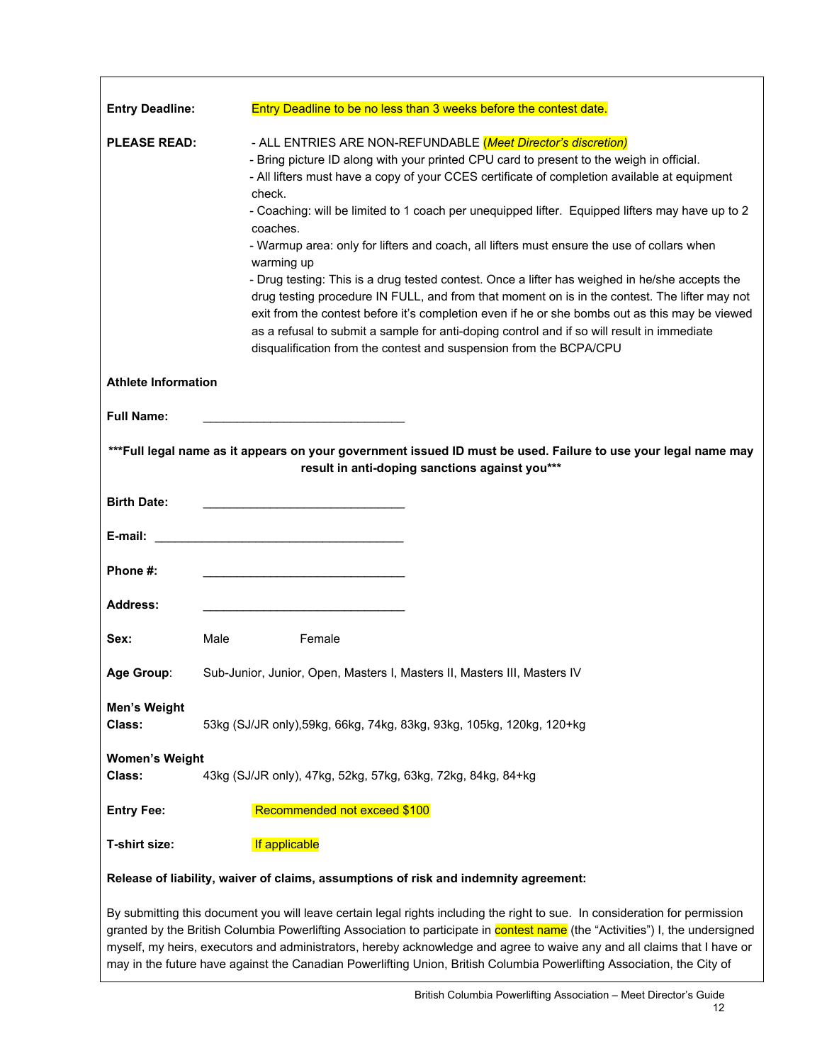**Entry Deadline:** Entry Deadline to be no less than 3 weeks before the contest date.

**PLEASE READ:**

- ALL ENTRIES ARE NON-REFUNDABLE (*Meet Director's discretion)*
- Bring picture ID along with your printed CPU card to present to the weigh in official.
- All lifters must have a copy of your CCES certificate of completion available at equipment check.
- Coaching: will be limited to 1 coach per unequipped lifter. Equipped lifters may have up to 2 coaches.
- Warmup area: only for lifters and coach, all lifters must ensure the use of collars when warming up
- Drug testing: This is a drug tested contest. Once a lifter has weighed in he/she accepts the drug testing procedure IN FULL, and from that moment on is in the contest. The lifter may not exit from the contest before it's completion even if he or she bombs out as this may be viewed as a refusal to submit a sample for anti-doping control and if so will result in immediate disqualification from the contest and suspension from the BCPA/CPU

**Athlete Information**

**Full Name:** ______________________________

**\*\*\*Full legal name as it appears on your government issued ID must be used. Failure to use your legal name may result in anti-doping sanctions against you\*\*\***

**Birth Date:** ______________________________

**E-mail:** ______________________________________

**Phone #:** ______________________________

**Address:** ______________________________

**Sex:** Male Female

**Age Group**: Sub-Junior, Junior, Open, Masters I, Masters II, Masters III, Masters IV

**Men's Weight Class:** 53kg (SJ/JR only),59kg, 66kg, 74kg, 83kg, 93kg, 105kg, 120kg, 120+kg

**Women's Weight Class:** 43kg (SJ/JR only), 47kg, 52kg, 57kg, 63kg, 72kg, 84kg, 84+kg

**Entry Fee:** Recommended not exceed $100

**T-shirt size:** If applicable

**Release of liability, waiver of claims, assumptions of risk and indemnity agreement:**

By submitting this document you will leave certain legal rights including the right to sue. In consideration for permission granted by the British Columbia Powerlifting Association to participate in contest name (the "Activities") I, the undersigned myself, my heirs, executors and administrators, hereby acknowledge and agree to waive any and all claims that I have or may in the future have against the Canadian Powerlifting Union, British Columbia Powerlifting Association, the City of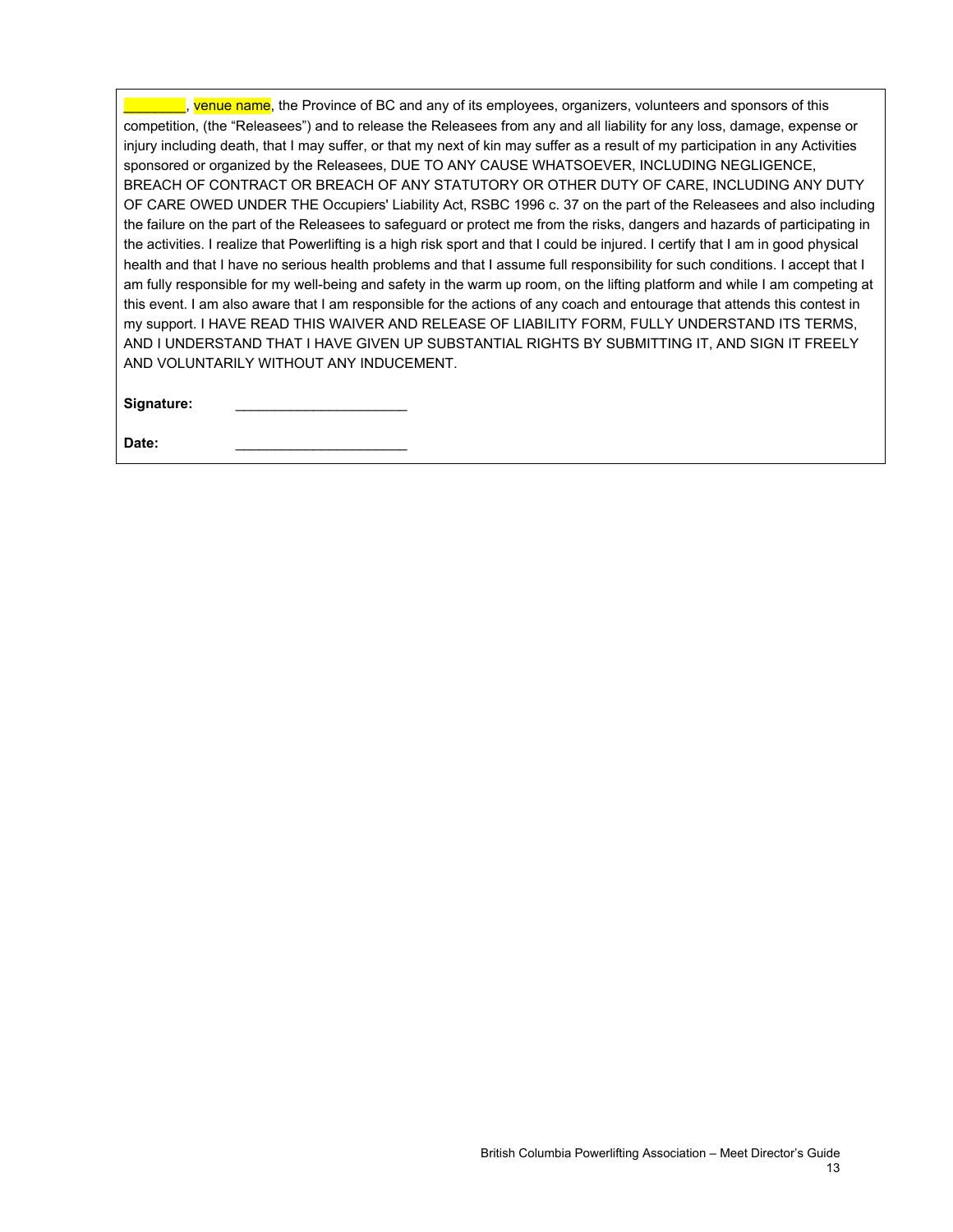________, venue name, the Province of BC and any of its employees, organizers, volunteers and sponsors of this competition, (the "Releasees") and to release the Releasees from any and all liability for any loss, damage, expense or injury including death, that I may suffer, or that my next of kin may suffer as a result of my participation in any Activities sponsored or organized by the Releasees, DUE TO ANY CAUSE WHATSOEVER, INCLUDING NEGLIGENCE, BREACH OF CONTRACT OR BREACH OF ANY STATUTORY OR OTHER DUTY OF CARE, INCLUDING ANY DUTY OF CARE OWED UNDER THE Occupiers' Liability Act, RSBC 1996 c. 37 on the part of the Releasees and also including the failure on the part of the Releasees to safeguard or protect me from the risks, dangers and hazards of participating in the activities. I realize that Powerlifting is a high risk sport and that I could be injured. I certify that I am in good physical health and that I have no serious health problems and that I assume full responsibility for such conditions. I accept that I am fully responsible for my well-being and safety in the warm up room, on the lifting platform and while I am competing at this event. I am also aware that I am responsible for the actions of any coach and entourage that attends this contest in my support. I HAVE READ THIS WAIVER AND RELEASE OF LIABILITY FORM, FULLY UNDERSTAND ITS TERMS, AND I UNDERSTAND THAT I HAVE GIVEN UP SUBSTANTIAL RIGHTS BY SUBMITTING IT, AND SIGN IT FREELY AND VOLUNTARILY WITHOUT ANY INDUCEMENT.

**Signature:** ______________________

**Date:** ______________________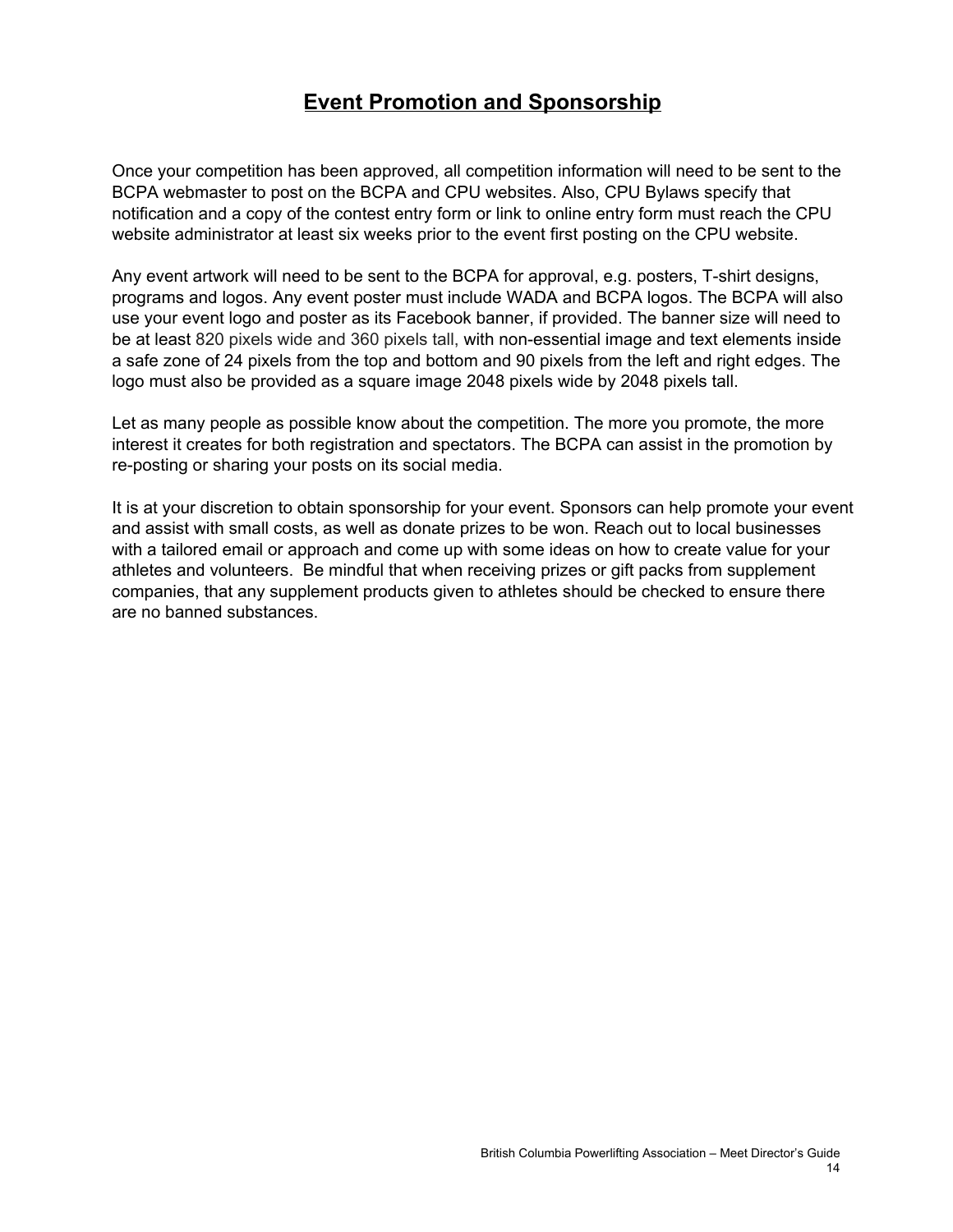## Event Promotion and Sponsorship

Once your competition has been approved, all competition information will need to be sent to the BCPA webmaster to post on the BCPA and CPU websites. Also, CPU Bylaws specify that notification and a copy of the contest entry form or link to online entry form must reach the CPU website administrator at least six weeks prior to the event first posting on the CPU website.

Any event artwork will need to be sent to the BCPA for approval, e.g. posters, T-shirt designs, programs and logos. Any event poster must include WADA and BCPA logos. The BCPA will also use your event logo and poster as its Facebook banner, if provided. The banner size will need to be at least 820 pixels wide and 360 pixels tall, with non-essential image and text elements inside a safe zone of 24 pixels from the top and bottom and 90 pixels from the left and right edges. The logo must also be provided as a square image 2048 pixels wide by 2048 pixels tall.

Let as many people as possible know about the competition. The more you promote, the more interest it creates for both registration and spectators. The BCPA can assist in the promotion by re-posting or sharing your posts on its social media.

It is at your discretion to obtain sponsorship for your event. Sponsors can help promote your event and assist with small costs, as well as donate prizes to be won. Reach out to local businesses with a tailored email or approach and come up with some ideas on how to create value for your athletes and volunteers. Be mindful that when receiving prizes or gift packs from supplement companies, that any supplement products given to athletes should be checked to ensure there are no banned substances.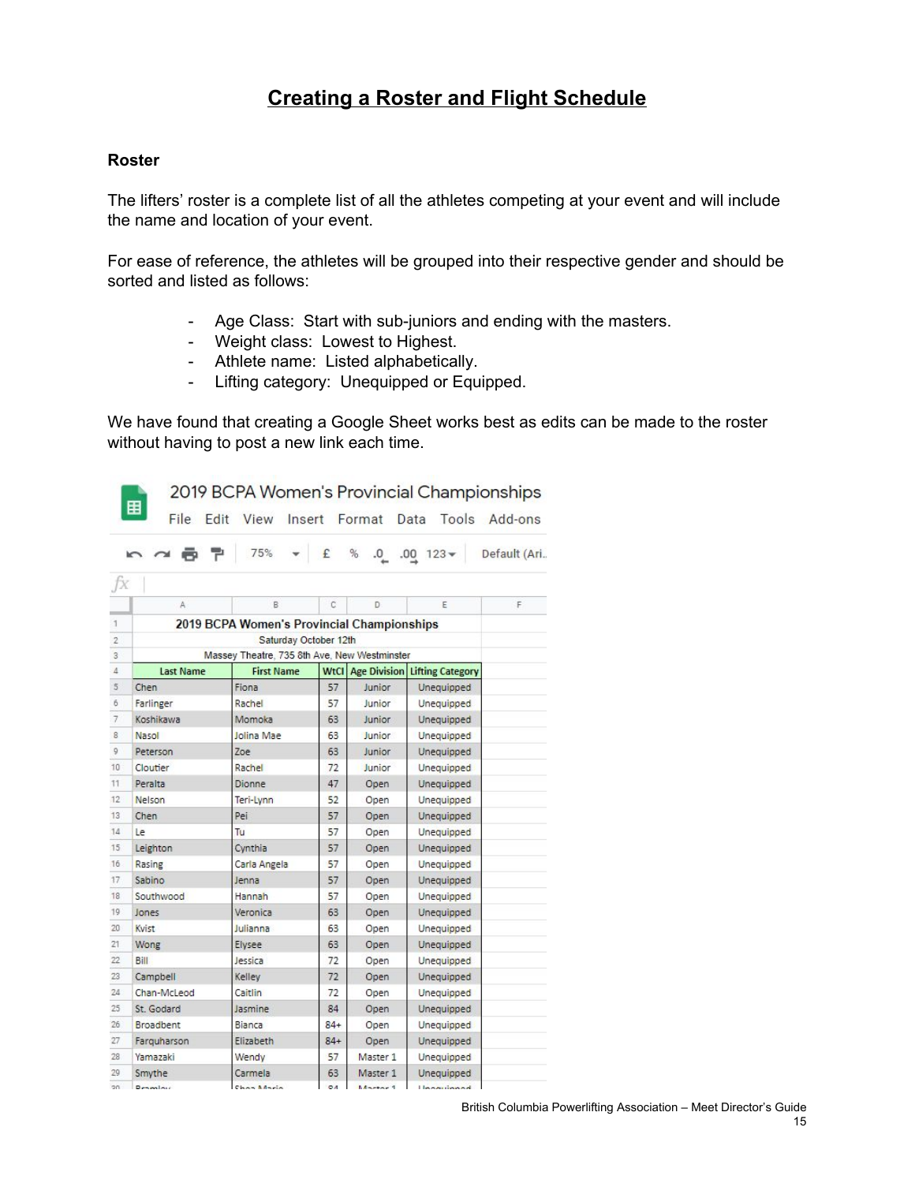# Creating a Roster and Flight Schedule

### Roster

The lifters' roster is a complete list of all the athletes competing at your event and will include the name and location of your event.

For ease of reference, the athletes will be grouped into their respective gender and should be sorted and listed as follows:

- Age Class: Start with sub-juniors and ending with the masters.
- Weight class: Lowest to Highest.
- Athlete name: Listed alphabetically.
- Lifting category: Unequipped or Equipped.

We have found that creating a Google Sheet works best as edits can be made to the roster without having to post a new link each time.

**2019 BCPA Women's Provincial Championships**
Saturday October 12th
Massey Theatre, 735 8th Ave, New Westminster

| Last Name | First Name | WtCl | Age Division | Lifting Category |
|---|---|---|---|---|
| Chen | Fiona | 57 | Junior | Unequipped |
| Farlinger | Rachel | 57 | Junior | Unequipped |
| Koshikawa | Momoka | 63 | Junior | Unequipped |
| Nasol | Jolina Mae | 63 | Junior | Unequipped |
| Peterson | Zoe | 63 | Junior | Unequipped |
| Cloutier | Rachel | 72 | Junior | Unequipped |
| Peralta | Dionne | 47 | Open | Unequipped |
| Nelson | Teri-Lynn | 52 | Open | Unequipped |
| Chen | Pei | 57 | Open | Unequipped |
| Le | Tu | 57 | Open | Unequipped |
| Leighton | Cynthia | 57 | Open | Unequipped |
| Rasing | Carla Angela | 57 | Open | Unequipped |
| Sabino | Jenna | 57 | Open | Unequipped |
| Southwood | Hannah | 57 | Open | Unequipped |
| Jones | Veronica | 63 | Open | Unequipped |
| Kvist | Julianna | 63 | Open | Unequipped |
| Wong | Elysee | 63 | Open | Unequipped |
| Bill | Jessica | 72 | Open | Unequipped |
| Campbell | Kelley | 72 | Open | Unequipped |
| Chan-McLeod | Caitlin | 72 | Open | Unequipped |
| St. Godard | Jasmine | 84 | Open | Unequipped |
| Broadbent | Bianca | 84+ | Open | Unequipped |
| Farquharson | Elizabeth | 84+ | Open | Unequipped |
| Yamazaki | Wendy | 57 | Master 1 | Unequipped |
| Smythe | Carmela | 63 | Master 1 | Unequipped |
| Bramley | Shea Marie | 84 | Master 1 | Unequipped |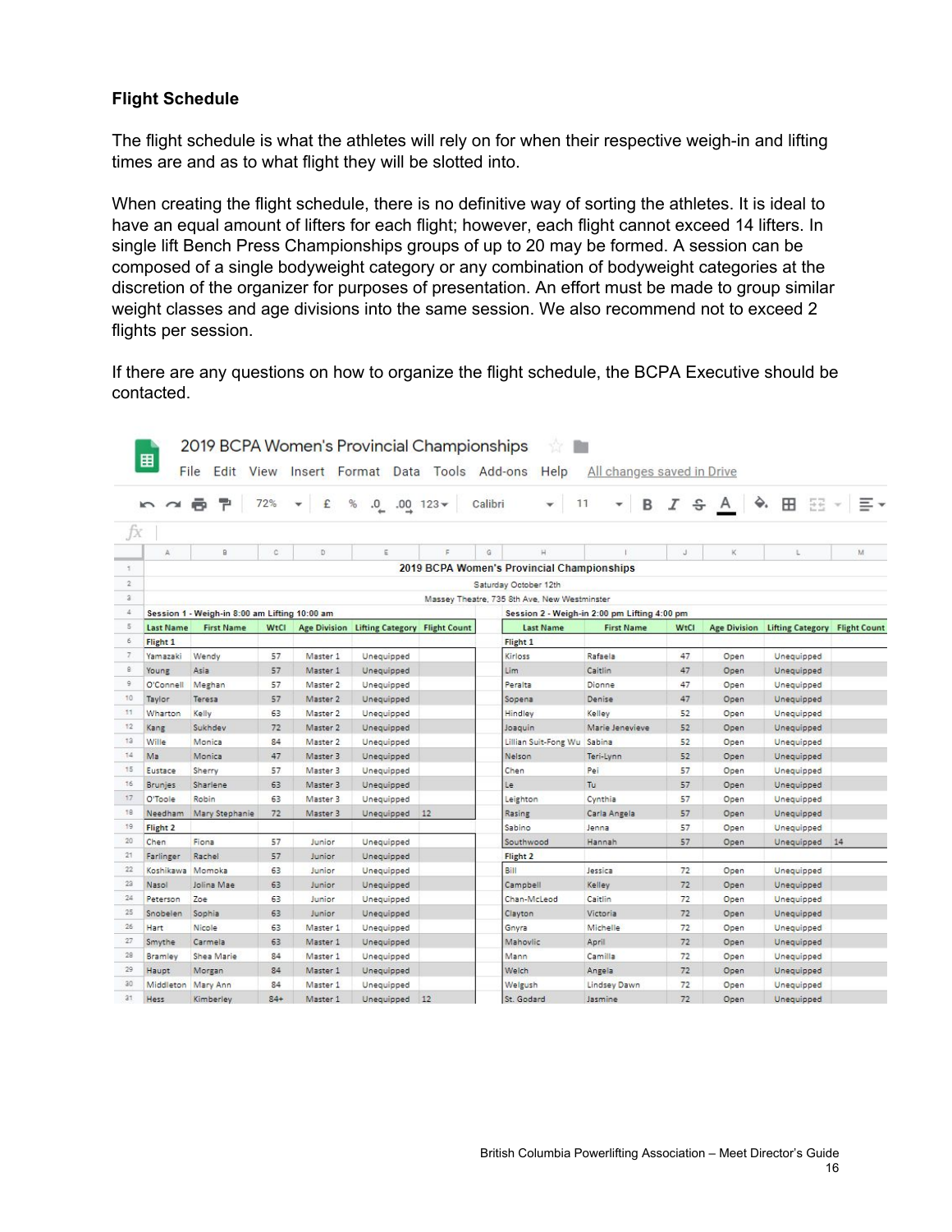**Flight Schedule**

The flight schedule is what the athletes will rely on for when their respective weigh-in and lifting times are and as to what flight they will be slotted into.

When creating the flight schedule, there is no definitive way of sorting the athletes. It is ideal to have an equal amount of lifters for each flight; however, each flight cannot exceed 14 lifters. In single lift Bench Press Championships groups of up to 20 may be formed. A session can be composed of a single bodyweight category or any combination of bodyweight categories at the discretion of the organizer for purposes of presentation. An effort must be made to group similar weight classes and age divisions into the same session. We also recommend not to exceed 2 flights per session.

If there are any questions on how to organize the flight schedule, the BCPA Executive should be contacted.

**2019 BCPA Women's Provincial Championships**

Saturday October 12th

Massey Theatre, 735 8th Ave, New Westminster

| Session 1 - Weigh-in 8:00 am Lifting 10:00 am | | | | | | | Session 2 - Weigh-in 2:00 pm Lifting 4:00 pm | | | | | |
|---|---|---|---|---|---|---|---|---|---|---|---|---|
| Last Name | First Name | WtCl | Age Division | Lifting Category | Flight Count | | Last Name | First Name | WtCl | Age Division | Lifting Category | Flight Count |
| Flight 1 | | | | | | | Flight 1 | | | | | |
| Yamazaki | Wendy | 57 | Master 1 | Unequipped | | | Kirloss | Rafaela | 47 | Open | Unequipped | |
| Young | Asia | 57 | Master 1 | Unequipped | | | Lim | Caitlin | 47 | Open | Unequipped | |
| O'Connell | Meghan | 57 | Master 2 | Unequipped | | | Peralta | Dionne | 47 | Open | Unequipped | |
| Taylor | Teresa | 57 | Master 2 | Unequipped | | | Sopena | Denise | 47 | Open | Unequipped | |
| Wharton | Kelly | 63 | Master 2 | Unequipped | | | Hindley | Kelley | 52 | Open | Unequipped | |
| Kang | Sukhdev | 72 | Master 2 | Unequipped | | | Joaquin | Marie Jenevieve | 52 | Open | Unequipped | |
| Wille | Monica | 84 | Master 2 | Unequipped | | | Lillian Suit-Fong Wu | Sabina | 52 | Open | Unequipped | |
| Ma | Monica | 47 | Master 3 | Unequipped | | | Nelson | Teri-Lynn | 52 | Open | Unequipped | |
| Eustace | Sherry | 57 | Master 3 | Unequipped | | | Chen | Pei | 57 | Open | Unequipped | |
| Brunjes | Sharlene | 63 | Master 3 | Unequipped | | | Le | Tu | 57 | Open | Unequipped | |
| O'Toole | Robin | 63 | Master 3 | Unequipped | | | Leighton | Cynthia | 57 | Open | Unequipped | |
| Needham | Mary Stephanie | 72 | Master 3 | Unequipped | 12 | | Rasing | Carla Angela | 57 | Open | Unequipped | |
| Flight 2 | | | | | | | Sabino | Jenna | 57 | Open | Unequipped | |
| Chen | Fiona | 57 | Junior | Unequipped | | | Southwood | Hannah | 57 | Open | Unequipped | 14 |
| Farlinger | Rachel | 57 | Junior | Unequipped | | | Flight 2 | | | | | |
| Koshikawa | Momoka | 63 | Junior | Unequipped | | | Bill | Jessica | 72 | Open | Unequipped | |
| Nasol | Jolina Mae | 63 | Junior | Unequipped | | | Campbell | Kelley | 72 | Open | Unequipped | |
| Peterson | Zoe | 63 | Junior | Unequipped | | | Chan-McLeod | Caitlin | 72 | Open | Unequipped | |
| Snobelen | Sophia | 63 | Junior | Unequipped | | | Clayton | Victoria | 72 | Open | Unequipped | |
| Hart | Nicole | 63 | Master 1 | Unequipped | | | Gnyra | Michelle | 72 | Open | Unequipped | |
| Smythe | Carmela | 63 | Master 1 | Unequipped | | | Mahovlic | April | 72 | Open | Unequipped | |
| Bramley | Shea Marie | 84 | Master 1 | Unequipped | | | Mann | Camilla | 72 | Open | Unequipped | |
| Haupt | Morgan | 84 | Master 1 | Unequipped | | | Welch | Angela | 72 | Open | Unequipped | |
| Middleton | Mary Ann | 84 | Master 1 | Unequipped | | | Welgush | Lindsey Dawn | 72 | Open | Unequipped | |
| Hess | Kimberley | 84+ | Master 1 | Unequipped | 12 | | St. Godard | Jasmine | 72 | Open | Unequipped | |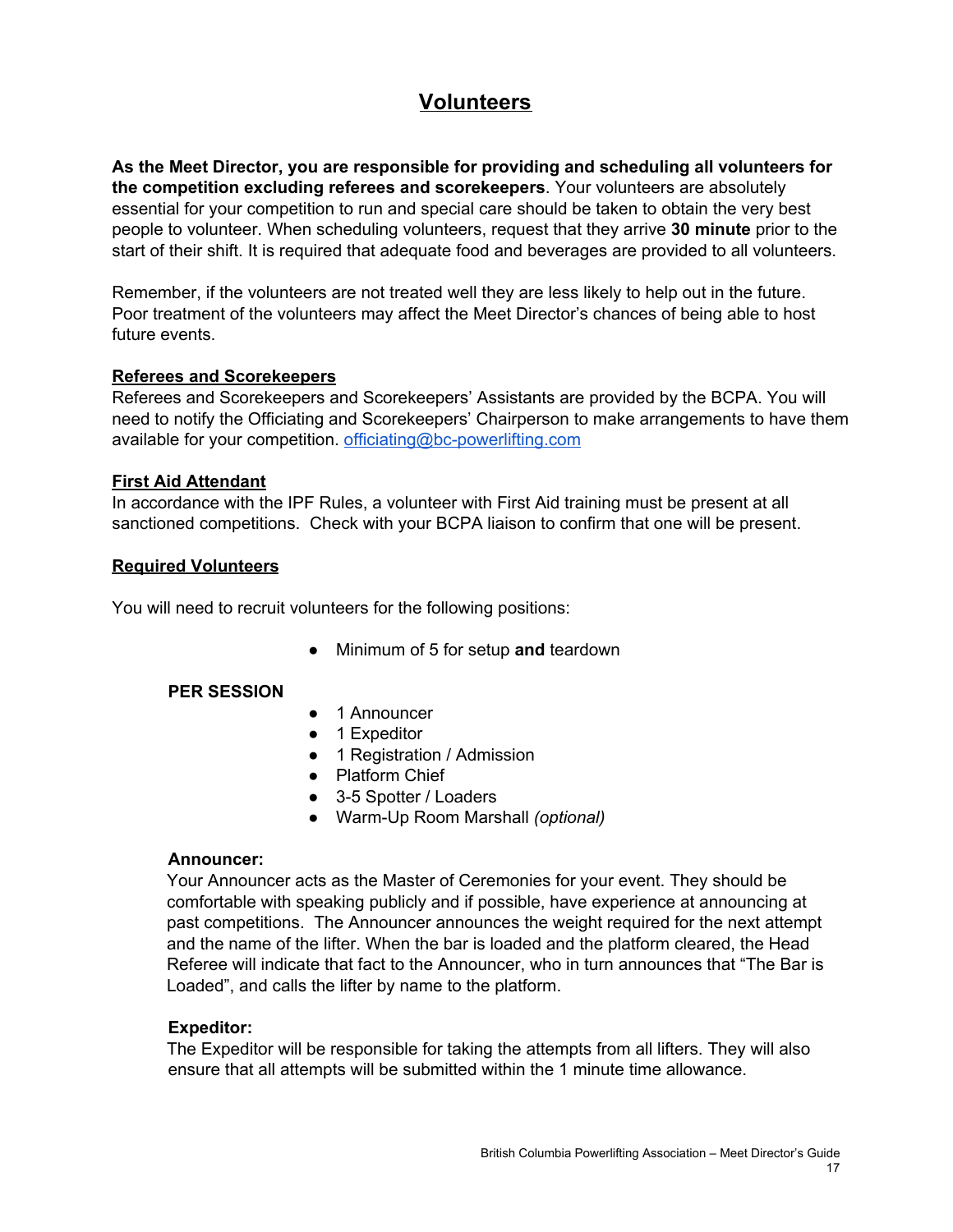# Volunteers

**As the Meet Director, you are responsible for providing and scheduling all volunteers for the competition excluding referees and scorekeepers**. Your volunteers are absolutely essential for your competition to run and special care should be taken to obtain the very best people to volunteer. When scheduling volunteers, request that they arrive **30 minute** prior to the start of their shift. It is required that adequate food and beverages are provided to all volunteers.

Remember, if the volunteers are not treated well they are less likely to help out in the future. Poor treatment of the volunteers may affect the Meet Director's chances of being able to host future events.

## Referees and Scorekeepers

Referees and Scorekeepers and Scorekeepers' Assistants are provided by the BCPA. You will need to notify the Officiating and Scorekeepers' Chairperson to make arrangements to have them available for your competition. officiating@bc-powerlifting.com

## First Aid Attendant

In accordance with the IPF Rules, a volunteer with First Aid training must be present at all sanctioned competitions. Check with your BCPA liaison to confirm that one will be present.

## Required Volunteers

You will need to recruit volunteers for the following positions:

- Minimum of 5 for setup **and** teardown

**PER SESSION**

- 1 Announcer
- 1 Expeditor
- 1 Registration / Admission
- Platform Chief
- 3-5 Spotter / Loaders
- Warm-Up Room Marshall *(optional)*

**Announcer:**
Your Announcer acts as the Master of Ceremonies for your event. They should be comfortable with speaking publicly and if possible, have experience at announcing at past competitions. The Announcer announces the weight required for the next attempt and the name of the lifter. When the bar is loaded and the platform cleared, the Head Referee will indicate that fact to the Announcer, who in turn announces that "The Bar is Loaded", and calls the lifter by name to the platform.

**Expeditor:**
The Expeditor will be responsible for taking the attempts from all lifters. They will also ensure that all attempts will be submitted within the 1 minute time allowance.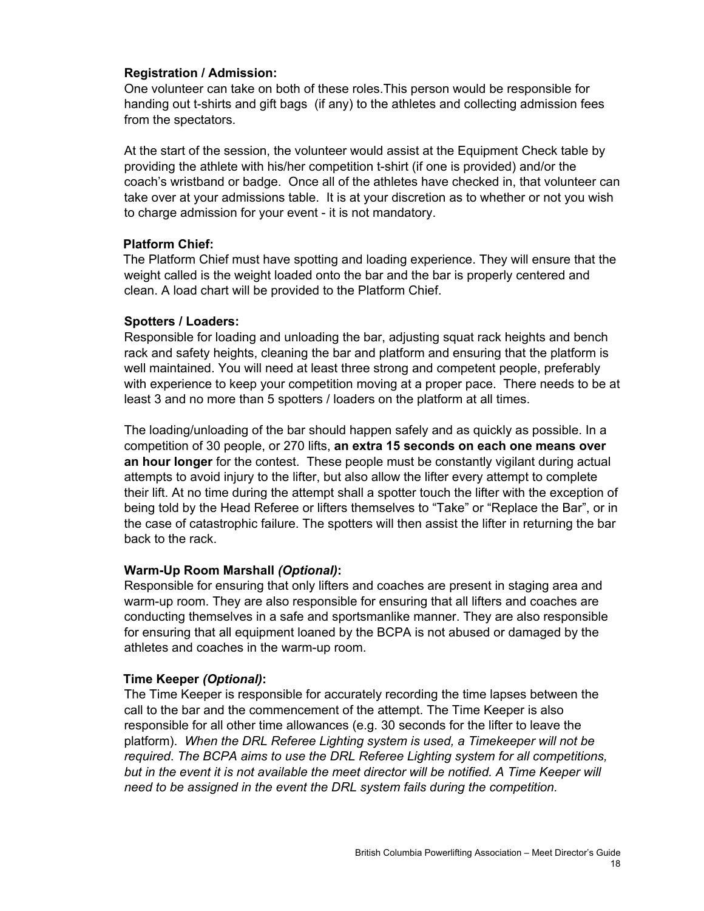**Registration / Admission:**
One volunteer can take on both of these roles.This person would be responsible for handing out t-shirts and gift bags (if any) to the athletes and collecting admission fees from the spectators.

At the start of the session, the volunteer would assist at the Equipment Check table by providing the athlete with his/her competition t-shirt (if one is provided) and/or the coach's wristband or badge. Once all of the athletes have checked in, that volunteer can take over at your admissions table. It is at your discretion as to whether or not you wish to charge admission for your event - it is not mandatory.

**Platform Chief:**
The Platform Chief must have spotting and loading experience. They will ensure that the weight called is the weight loaded onto the bar and the bar is properly centered and clean. A load chart will be provided to the Platform Chief.

**Spotters / Loaders:**
Responsible for loading and unloading the bar, adjusting squat rack heights and bench rack and safety heights, cleaning the bar and platform and ensuring that the platform is well maintained. You will need at least three strong and competent people, preferably with experience to keep your competition moving at a proper pace. There needs to be at least 3 and no more than 5 spotters / loaders on the platform at all times.

The loading/unloading of the bar should happen safely and as quickly as possible. In a competition of 30 people, or 270 lifts, **an extra 15 seconds on each one means over an hour longer** for the contest. These people must be constantly vigilant during actual attempts to avoid injury to the lifter, but also allow the lifter every attempt to complete their lift. At no time during the attempt shall a spotter touch the lifter with the exception of being told by the Head Referee or lifters themselves to "Take" or "Replace the Bar", or in the case of catastrophic failure. The spotters will then assist the lifter in returning the bar back to the rack.

**Warm-Up Room Marshall *(Optional)*:**
Responsible for ensuring that only lifters and coaches are present in staging area and warm-up room. They are also responsible for ensuring that all lifters and coaches are conducting themselves in a safe and sportsmanlike manner. They are also responsible for ensuring that all equipment loaned by the BCPA is not abused or damaged by the athletes and coaches in the warm-up room.

**Time Keeper *(Optional)*:**
The Time Keeper is responsible for accurately recording the time lapses between the call to the bar and the commencement of the attempt. The Time Keeper is also responsible for all other time allowances (e.g. 30 seconds for the lifter to leave the platform). *When the DRL Referee Lighting system is used, a Timekeeper will not be required. The BCPA aims to use the DRL Referee Lighting system for all competitions, but in the event it is not available the meet director will be notified. A Time Keeper will need to be assigned in the event the DRL system fails during the competition.*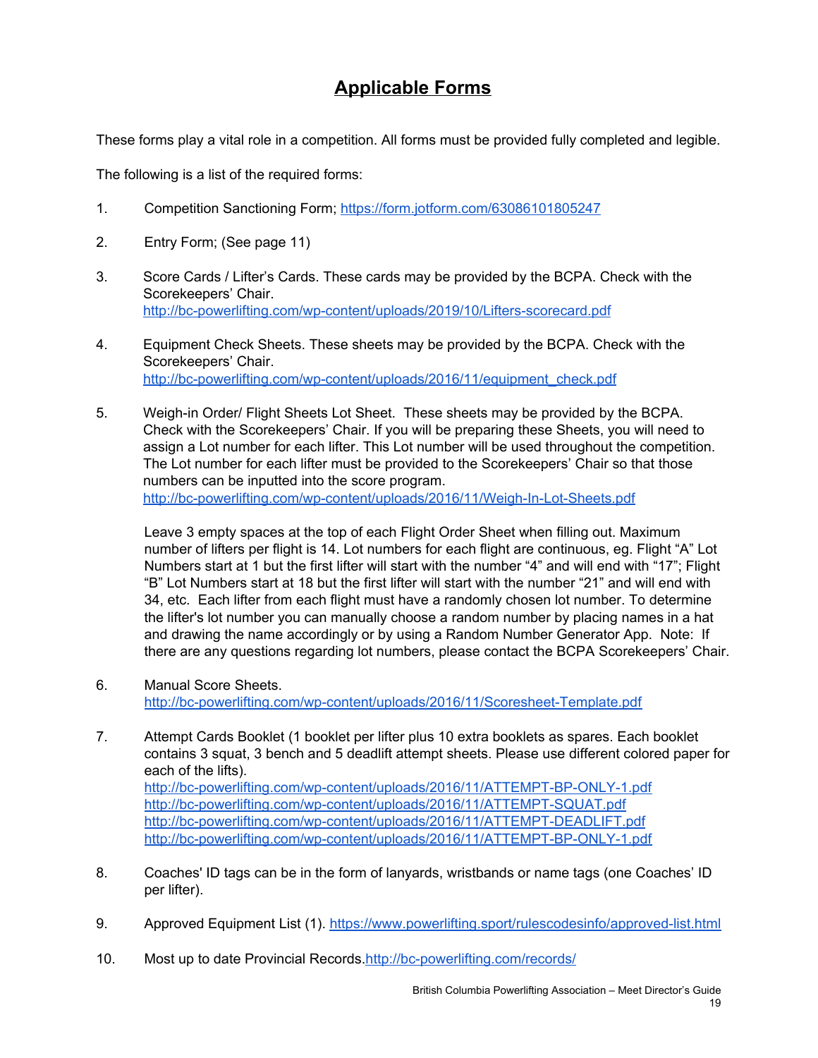# **Applicable Forms**

These forms play a vital role in a competition. All forms must be provided fully completed and legible.

The following is a list of the required forms:

1. Competition Sanctioning Form; https://form.jotform.com/63086101805247

2. Entry Form; (See page 11)

3. Score Cards / Lifter's Cards. These cards may be provided by the BCPA. Check with the Scorekeepers' Chair.
   http://bc-powerlifting.com/wp-content/uploads/2019/10/Lifters-scorecard.pdf

4. Equipment Check Sheets. These sheets may be provided by the BCPA. Check with the Scorekeepers' Chair.
   http://bc-powerlifting.com/wp-content/uploads/2016/11/equipment_check.pdf

5. Weigh-in Order/ Flight Sheets Lot Sheet. These sheets may be provided by the BCPA. Check with the Scorekeepers' Chair. If you will be preparing these Sheets, you will need to assign a Lot number for each lifter. This Lot number will be used throughout the competition. The Lot number for each lifter must be provided to the Scorekeepers' Chair so that those numbers can be inputted into the score program.
   http://bc-powerlifting.com/wp-content/uploads/2016/11/Weigh-In-Lot-Sheets.pdf

   Leave 3 empty spaces at the top of each Flight Order Sheet when filling out. Maximum number of lifters per flight is 14. Lot numbers for each flight are continuous, eg. Flight "A" Lot Numbers start at 1 but the first lifter will start with the number "4" and will end with "17"; Flight "B" Lot Numbers start at 18 but the first lifter will start with the number "21" and will end with 34, etc. Each lifter from each flight must have a randomly chosen lot number. To determine the lifter's lot number you can manually choose a random number by placing names in a hat and drawing the name accordingly or by using a Random Number Generator App. Note: If there are any questions regarding lot numbers, please contact the BCPA Scorekeepers' Chair.

6. Manual Score Sheets.
   http://bc-powerlifting.com/wp-content/uploads/2016/11/Scoresheet-Template.pdf

7. Attempt Cards Booklet (1 booklet per lifter plus 10 extra booklets as spares. Each booklet contains 3 squat, 3 bench and 5 deadlift attempt sheets. Please use different colored paper for each of the lifts).
   http://bc-powerlifting.com/wp-content/uploads/2016/11/ATTEMPT-BP-ONLY-1.pdf
   http://bc-powerlifting.com/wp-content/uploads/2016/11/ATTEMPT-SQUAT.pdf
   http://bc-powerlifting.com/wp-content/uploads/2016/11/ATTEMPT-DEADLIFT.pdf
   http://bc-powerlifting.com/wp-content/uploads/2016/11/ATTEMPT-BP-ONLY-1.pdf

8. Coaches' ID tags can be in the form of lanyards, wristbands or name tags (one Coaches' ID per lifter).

9. Approved Equipment List (1). https://www.powerlifting.sport/rulescodesinfo/approved-list.html

10. Most up to date Provincial Records.http://bc-powerlifting.com/records/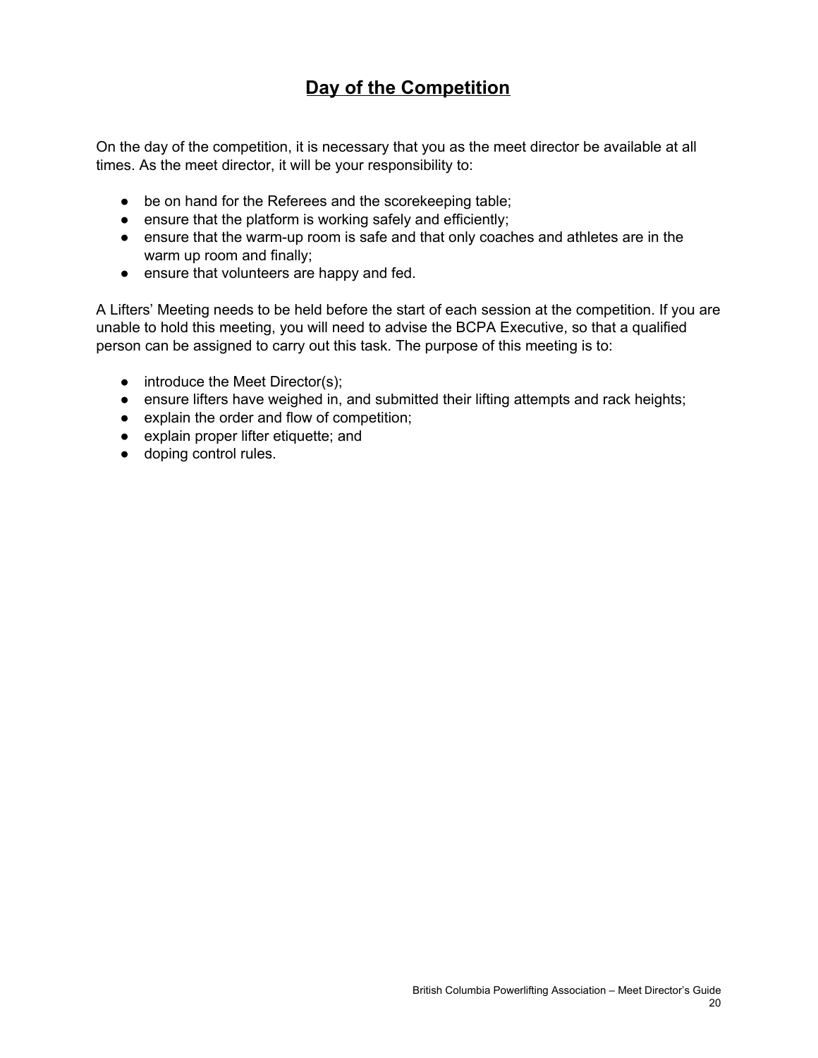## **Day of the Competition**

On the day of the competition, it is necessary that you as the meet director be available at all times. As the meet director, it will be your responsibility to:

- be on hand for the Referees and the scorekeeping table;
- ensure that the platform is working safely and efficiently;
- ensure that the warm-up room is safe and that only coaches and athletes are in the warm up room and finally;
- ensure that volunteers are happy and fed.

A Lifters' Meeting needs to be held before the start of each session at the competition. If you are unable to hold this meeting, you will need to advise the BCPA Executive, so that a qualified person can be assigned to carry out this task. The purpose of this meeting is to:

- introduce the Meet Director(s);
- ensure lifters have weighed in, and submitted their lifting attempts and rack heights;
- explain the order and flow of competition;
- explain proper lifter etiquette; and
- doping control rules.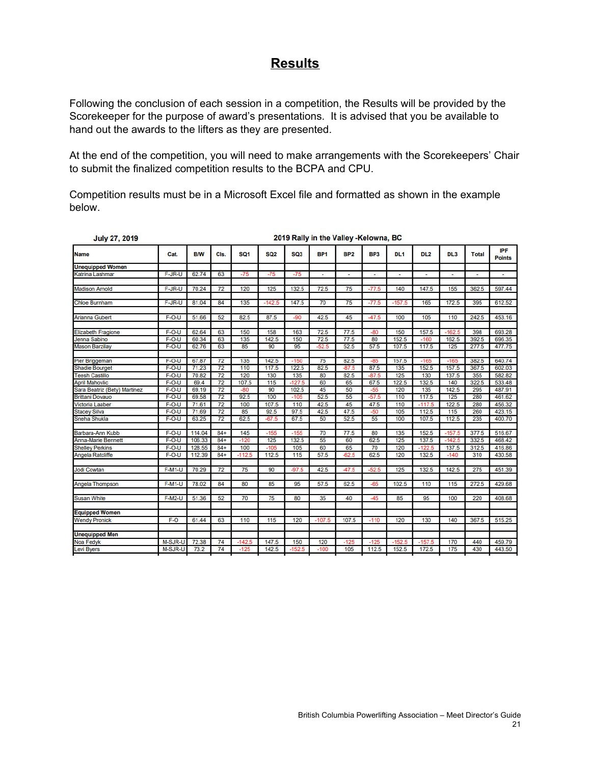## Results

Following the conclusion of each session in a competition, the Results will be provided by the Scorekeeper for the purpose of award's presentations. It is advised that you be available to hand out the awards to the lifters as they are presented.

At the end of the competition, you will need to make arrangements with the Scorekeepers' Chair to submit the finalized competition results to the BCPA and CPU.

Competition results must be in a Microsoft Excel file and formatted as shown in the example below.

**July 27, 2019** — **2019 Rally in the Valley -Kelowna, BC**

| Name | Cat. | B/W | Cls. | SQ1 | SQ2 | SQ3 | BP1 | BP2 | BP3 | DL1 | DL2 | DL3 | Total | IPF Points |
|---|---|---|---|---|---|---|---|---|---|---|---|---|---|---|
| **Unequipped Women** | | | | | | | | | | | | | | |
| Katrina Lashmar | F-JR-U | 62.74 | 63 | -75 | -75 | -75 | - | - | - | - | - | - | - | - |
| | | | | | | | | | | | | | | |
| Madison Arnold | F-JR-U | 70.24 | 72 | 120 | 125 | 132.5 | 72.5 | 75 | -77.5 | 140 | 147.5 | 155 | 362.5 | 597.44 |
| | | | | | | | | | | | | | | |
| Chloe Burnham | F-JR-U | 81.04 | 84 | 135 | -142.5 | 147.5 | 70 | 75 | -77.5 | -157.5 | 165 | 172.5 | 395 | 612.52 |
| | | | | | | | | | | | | | | |
| Arianna Gubert | F-O-U | 51.66 | 52 | 82.5 | 87.5 | -90 | 42.5 | 45 | -47.5 | 100 | 105 | 110 | 242.5 | 453.16 |
| | | | | | | | | | | | | | | |
| Elizabeth Fragione | F-O-U | 62.64 | 63 | 150 | 158 | 163 | 72.5 | 77.5 | -80 | 150 | 157.5 | -162.5 | 398 | 693.28 |
| Jenna Sabino | F-O-U | 60.34 | 63 | 135 | 142.5 | 150 | 72.5 | 77.5 | 80 | 152.5 | -160 | 162.5 | 392.5 | 696.35 |
| Mason Barzilay | F-O-U | 62.76 | 63 | 85 | 90 | 95 | -52.5 | 52.5 | 57.5 | 107.5 | 117.5 | 125 | 277.5 | 477.75 |
| | | | | | | | | | | | | | | |
| Pier Briggeman | F-O-U | 67.87 | 72 | 135 | 142.5 | -150 | 75 | 82.5 | -85 | 157.5 | -165 | -165 | 382.5 | 640.74 |
| Shadie Bourget | F-O-U | 71.23 | 72 | 110 | 117.5 | 122.5 | 82.5 | -87.5 | 87.5 | 135 | 152.5 | 157.5 | 367.5 | 602.03 |
| Teesh Castillo | F-O-U | 70.82 | 72 | 120 | 130 | 135 | 80 | 82.5 | -87.5 | 125 | 130 | 137.5 | 355 | 582.82 |
| April Mahovlic | F-O-U | 69.4 | 72 | 107.5 | 115 | -127.5 | 60 | 65 | 67.5 | 122.5 | 132.5 | 140 | 322.5 | 533.48 |
| Sara Beatriz (Bety) Martinez | F-O-U | 69.19 | 72 | -80 | 90 | 102.5 | 45 | 50 | -55 | 120 | 135 | 142.5 | 295 | 487.91 |
| Brittani Dovauo | F-O-U | 69.58 | 72 | 92.5 | 100 | -105 | 52.5 | 55 | -57.5 | 110 | 117.5 | 125 | 280 | 461.62 |
| Victoria Laaber | F-O-U | 71.61 | 72 | 100 | 107.5 | 110 | 42.5 | 45 | 47.5 | 110 | -117.5 | 122.5 | 280 | 456.32 |
| Stacey Silva | F-O-U | 71.69 | 72 | 85 | 92.5 | 97.5 | 42.5 | 47.5 | -50 | 105 | 112.5 | 115 | 260 | 423.15 |
| Sneha Shukla | F-O-U | 63.25 | 72 | 62.5 | -67.5 | 67.5 | 50 | 52.5 | 55 | 100 | 107.5 | 112.5 | 235 | 400.70 |
| | | | | | | | | | | | | | | |
| Barbara-Ann Kubb | F-O-U | 114.04 | 84+ | 145 | -155 | -155 | 70 | 77.5 | 80 | 135 | 152.5 | -157.5 | 377.5 | 516.67 |
| Anna-Marie Bennett | F-O-U | 106.33 | 84+ | -120 | 125 | 132.5 | 55 | 60 | 62.5 | 125 | 137.5 | -142.5 | 332.5 | 468.42 |
| Shelley Perkins | F-O-U | 128.55 | 84+ | 100 | -105 | 105 | 60 | 65 | 70 | 120 | -122.5 | 137.5 | 312.5 | 416.86 |
| Angela Ratcliffe | F-O-U | 112.39 | 84+ | -112.5 | 112.5 | 115 | 57.5 | -62.5 | 62.5 | 120 | 132.5 | -140 | 310 | 430.58 |
| | | | | | | | | | | | | | | |
| Jodi Cowtan | F-M1-U | 70.29 | 72 | 75 | 90 | -97.5 | 42.5 | -47.5 | -52.5 | 125 | 132.5 | 142.5 | 275 | 451.39 |
| | | | | | | | | | | | | | | |
| Angela Thompson | F-M1-U | 78.02 | 84 | 80 | 85 | 95 | 57.5 | 62.5 | -65 | 102.5 | 110 | 115 | 272.5 | 429.68 |
| | | | | | | | | | | | | | | |
| Susan White | F-M2-U | 51.36 | 52 | 70 | 75 | 80 | 35 | 40 | -45 | 85 | 95 | 100 | 220 | 408.68 |
| | | | | | | | | | | | | | | |
| **Equipped Women** | | | | | | | | | | | | | | |
| Wendy Pronick | F-O | 61.44 | 63 | 110 | 115 | 120 | -107.5 | 107.5 | -110 | 120 | 130 | 140 | 367.5 | 515.25 |
| | | | | | | | | | | | | | | |
| **Unequipped Men** | | | | | | | | | | | | | | |
| Noa Fedyk | M-SJR-U | 72.38 | 74 | -142.5 | 147.5 | 150 | 120 | -125 | -125 | -152.5 | -157.5 | 170 | 440 | 459.79 |
| Levi Byers | M-SJR-U | 73.2 | 74 | -125 | 142.5 | -152.5 | -100 | 105 | 112.5 | 152.5 | 172.5 | 175 | 430 | 443.50 |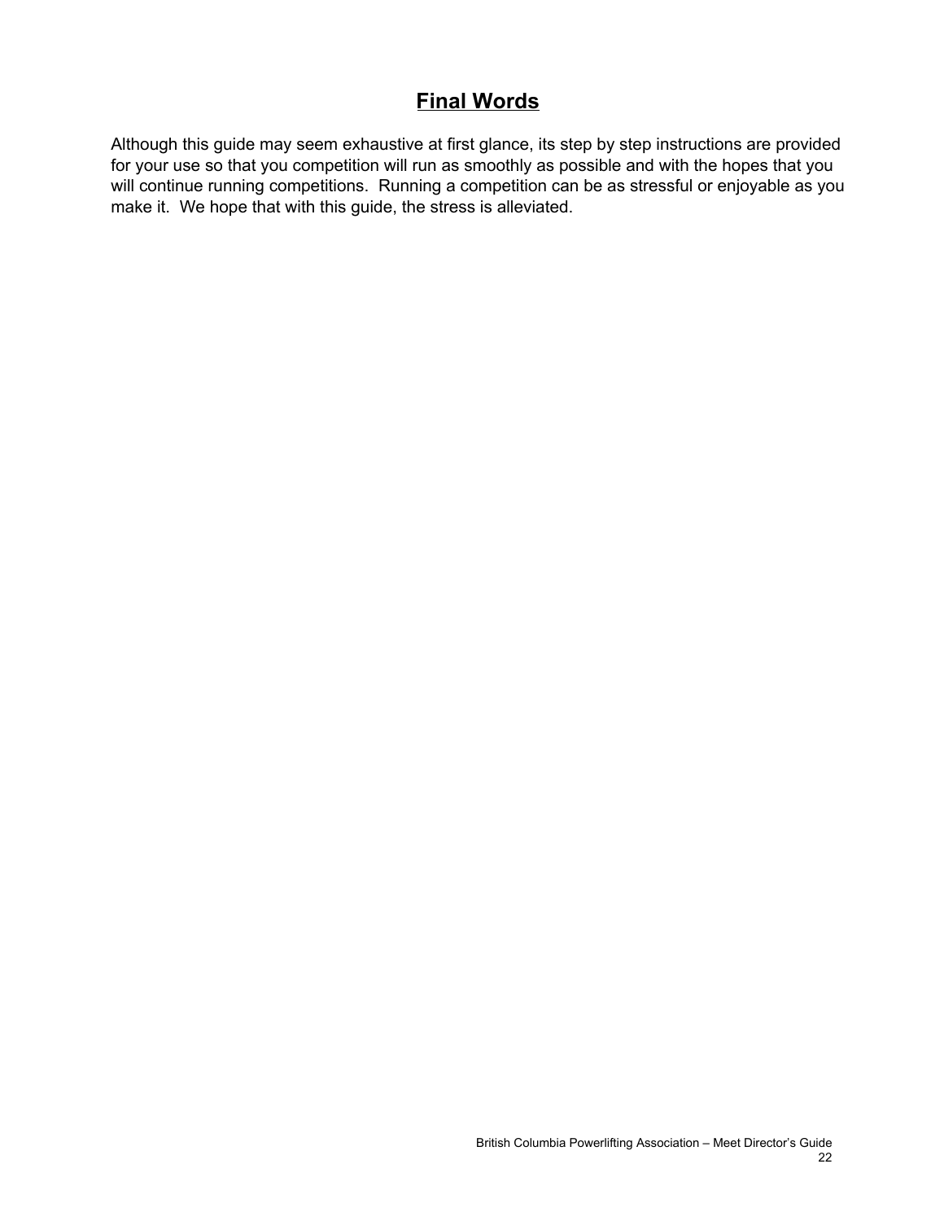# Final Words

Although this guide may seem exhaustive at first glance, its step by step instructions are provided for your use so that you competition will run as smoothly as possible and with the hopes that you will continue running competitions. Running a competition can be as stressful or enjoyable as you make it. We hope that with this guide, the stress is alleviated.